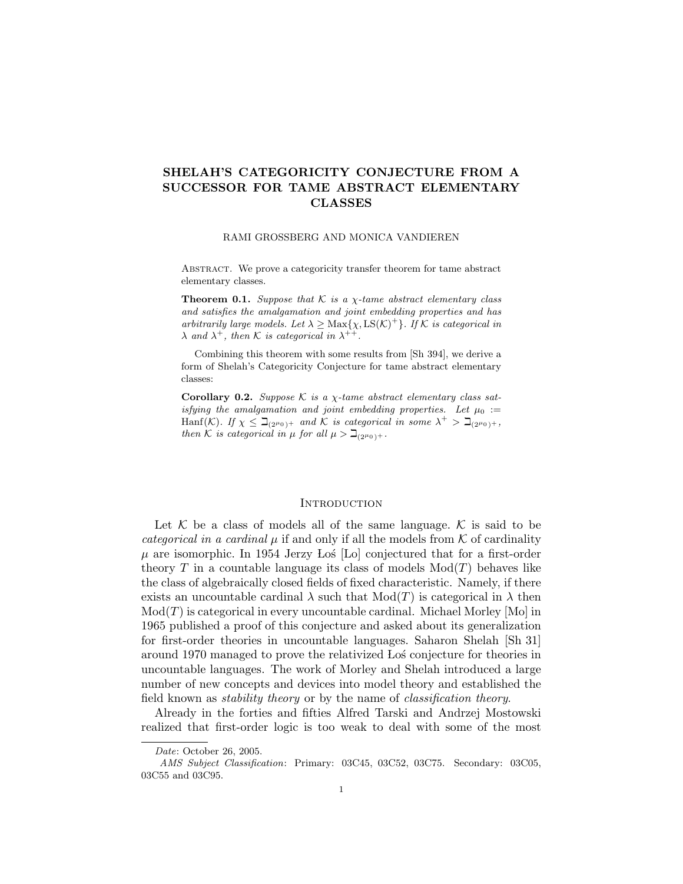# SHELAH'S CATEGORICITY CONJECTURE FROM A SUCCESSOR FOR TAME ABSTRACT ELEMENTARY CLASSES

RAMI GROSSBERG AND MONICA VANDIEREN

Abstract. We prove a categoricity transfer theorem for tame abstract elementary classes.

**Theorem 0.1.** *Suppose that $\mathcal{K}$ is a $\chi$-tame abstract elementary class and satisfies the amalgamation and joint embedding properties and has arbitrarily large models. Let $\lambda \geq \mathrm{Max}\{\chi, \mathrm{LS}(\mathcal{K})^+\}$. If $\mathcal{K}$ is categorical in $\lambda$ and $\lambda^+$, then $\mathcal{K}$ is categorical in $\lambda^{++}$.*

Combining this theorem with some results from [Sh 394], we derive a form of Shelah's Categoricity Conjecture for tame abstract elementary classes:

**Corollary 0.2.** *Suppose $\mathcal{K}$ is a $\chi$-tame abstract elementary class satisfying the amalgamation and joint embedding properties. Let $\mu_0 :=$ $\mathrm{Hanf}(\mathcal{K})$. If $\chi \leq \beth_{(2^{\mu_0})^+}$ and $\mathcal{K}$ is categorical in some $\lambda^+ > \beth_{(2^{\mu_0})^+}$, then $\mathcal{K}$ is categorical in $\mu$ for all $\mu > \beth_{(2^{\mu_0})^+}$.*

## Introduction

Let $\mathcal{K}$ be a class of models all of the same language. $\mathcal{K}$ is said to be *categorical in a cardinal* $\mu$ if and only if all the models from $\mathcal{K}$ of cardinality $\mu$ are isomorphic. In 1954 Jerzy Łoś [Lo] conjectured that for a first-order theory $T$ in a countable language its class of models $\mathrm{Mod}(T)$ behaves like the class of algebraically closed fields of fixed characteristic. Namely, if there exists an uncountable cardinal $\lambda$ such that $\mathrm{Mod}(T)$ is categorical in $\lambda$ then $\mathrm{Mod}(T)$ is categorical in every uncountable cardinal. Michael Morley [Mo] in 1965 published a proof of this conjecture and asked about its generalization for first-order theories in uncountable languages. Saharon Shelah [Sh 31] around 1970 managed to prove the relativized Łoś conjecture for theories in uncountable languages. The work of Morley and Shelah introduced a large number of new concepts and devices into model theory and established the field known as *stability theory* or by the name of *classification theory*.

Already in the forties and fifties Alfred Tarski and Andrzej Mostowski realized that first-order logic is too weak to deal with some of the most

*Date*: October 26, 2005.

*AMS Subject Classification*: Primary: 03C45, 03C52, 03C75. Secondary: 03C05, 03C55 and 03C95.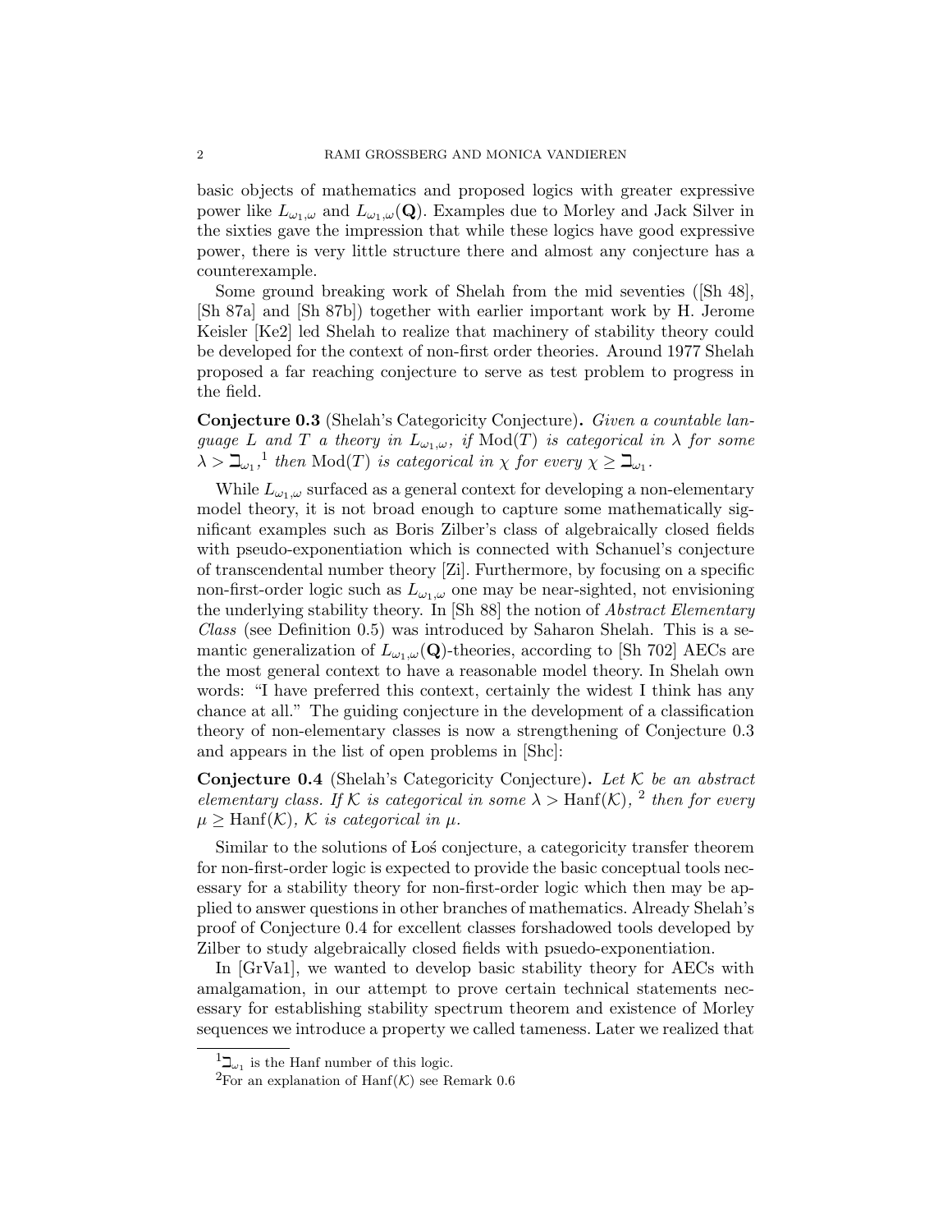basic objects of mathematics and proposed logics with greater expressive power like $L_{\omega_1,\omega}$ and $L_{\omega_1,\omega}(\mathbf{Q})$. Examples due to Morley and Jack Silver in the sixties gave the impression that while these logics have good expressive power, there is very little structure there and almost any conjecture has a counterexample.

Some ground breaking work of Shelah from the mid seventies ([Sh 48], [Sh 87a] and [Sh 87b]) together with earlier important work by H. Jerome Keisler [Ke2] led Shelah to realize that machinery of stability theory could be developed for the context of non-first order theories. Around 1977 Shelah proposed a far reaching conjecture to serve as test problem to progress in the field.

**Conjecture 0.3** (Shelah's Categoricity Conjecture)**.** *Given a countable language $L$ and $T$ a theory in $L_{\omega_1,\omega}$, if $\mathrm{Mod}(T)$ is categorical in $\lambda$ for some $\lambda > \beth_{\omega_1}$,*[1] *then $\mathrm{Mod}(T)$ is categorical in $\chi$ for every $\chi \geq \beth_{\omega_1}$.*

While $L_{\omega_1,\omega}$ surfaced as a general context for developing a non-elementary model theory, it is not broad enough to capture some mathematically significant examples such as Boris Zilber's class of algebraically closed fields with pseudo-exponentiation which is connected with Schanuel's conjecture of transcendental number theory [Zi]. Furthermore, by focusing on a specific non-first-order logic such as $L_{\omega_1,\omega}$ one may be near-sighted, not envisioning the underlying stability theory. In [Sh 88] the notion of *Abstract Elementary Class* (see Definition 0.5) was introduced by Saharon Shelah. This is a semantic generalization of $L_{\omega_1,\omega}(\mathbf{Q})$-theories, according to [Sh 702] AECs are the most general context to have a reasonable model theory. In Shelah own words: "I have preferred this context, certainly the widest I think has any chance at all." The guiding conjecture in the development of a classification theory of non-elementary classes is now a strengthening of Conjecture 0.3 and appears in the list of open problems in [Shc]:

**Conjecture 0.4** (Shelah's Categoricity Conjecture)**.** *Let $\mathcal{K}$ be an abstract elementary class. If $\mathcal{K}$ is categorical in some $\lambda > \mathrm{Hanf}(\mathcal{K})$,*[2] *then for every $\mu \geq \mathrm{Hanf}(\mathcal{K})$, $\mathcal{K}$ is categorical in $\mu$.*

Similar to the solutions of Łoś conjecture, a categoricity transfer theorem for non-first-order logic is expected to provide the basic conceptual tools necessary for a stability theory for non-first-order logic which then may be applied to answer questions in other branches of mathematics. Already Shelah's proof of Conjecture 0.4 for excellent classes forshadowed tools developed by Zilber to study algebraically closed fields with psuedo-exponentiation.

In [GrVa1], we wanted to develop basic stability theory for AECs with amalgamation, in our attempt to prove certain technical statements necessary for establishing stability spectrum theorem and existence of Morley sequences we introduce a property we called tameness. Later we realized that

---

[1] $\beth_{\omega_1}$ is the Hanf number of this logic.

[2] For an explanation of $\mathrm{Hanf}(\mathcal{K})$ see Remark 0.6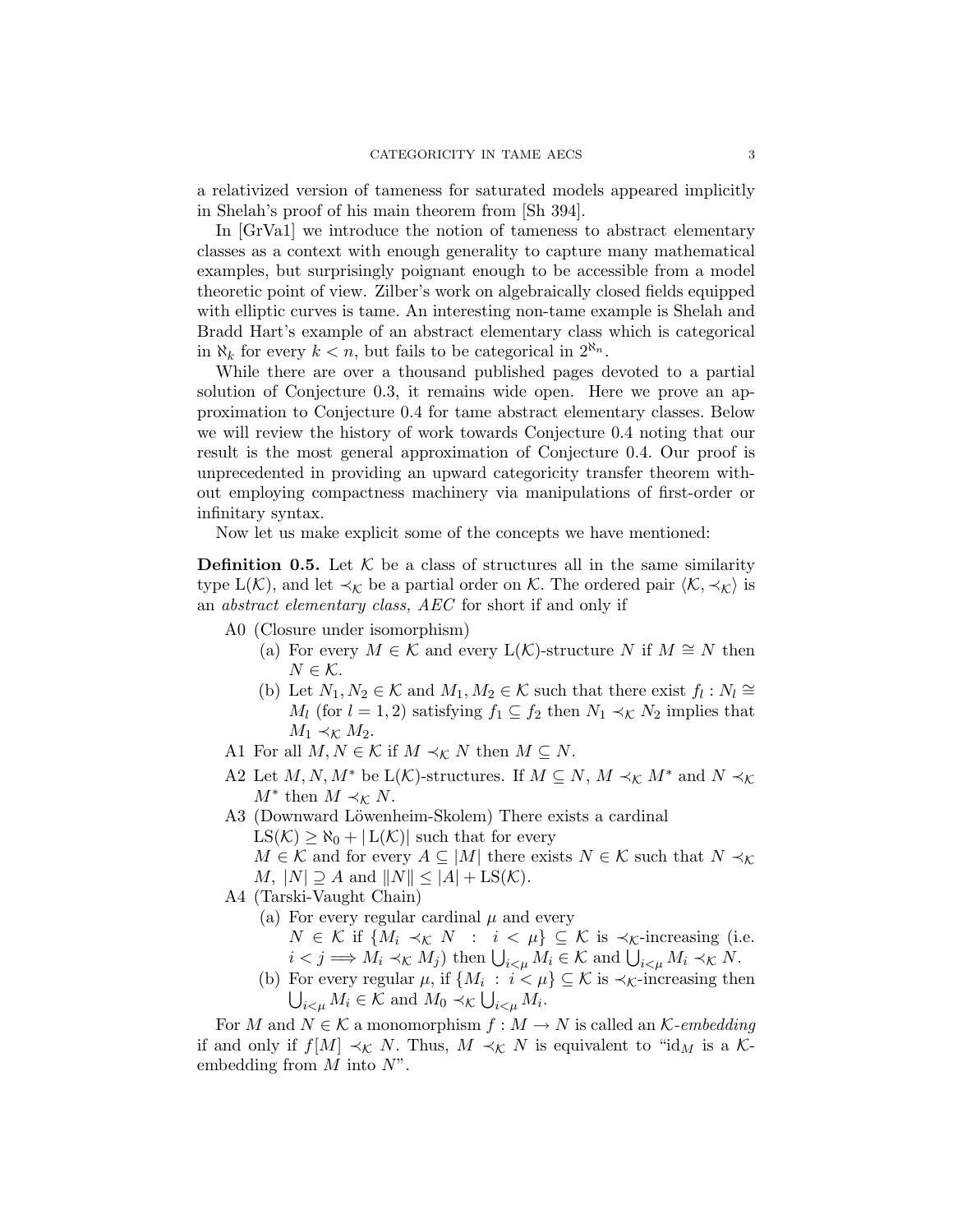a relativized version of tameness for saturated models appeared implicitly in Shelah's proof of his main theorem from [Sh 394].

In [GrVa1] we introduce the notion of tameness to abstract elementary classes as a context with enough generality to capture many mathematical examples, but surprisingly poignant enough to be accessible from a model theoretic point of view. Zilber's work on algebraically closed fields equipped with elliptic curves is tame. An interesting non-tame example is Shelah and Bradd Hart's example of an abstract elementary class which is categorical in $\aleph_k$ for every $k < n$, but fails to be categorical in $2^{\aleph_n}$.

While there are over a thousand published pages devoted to a partial solution of Conjecture 0.3, it remains wide open. Here we prove an approximation to Conjecture 0.4 for tame abstract elementary classes. Below we will review the history of work towards Conjecture 0.4 noting that our result is the most general approximation of Conjecture 0.4. Our proof is unprecedented in providing an upward categoricity transfer theorem without employing compactness machinery via manipulations of first-order or infinitary syntax.

Now let us make explicit some of the concepts we have mentioned:

**Definition 0.5.** Let $\mathcal{K}$ be a class of structures all in the same similarity type $\mathrm{L}(\mathcal{K})$, and let $\prec_{\mathcal{K}}$ be a partial order on $\mathcal{K}$. The ordered pair $\langle \mathcal{K}, \prec_{\mathcal{K}} \rangle$ is an *abstract elementary class, AEC* for short if and only if

- A0 (Closure under isomorphism)
  - (a) For every $M \in \mathcal{K}$ and every $\mathrm{L}(\mathcal{K})$-structure $N$ if $M \cong N$ then $N \in \mathcal{K}$.
  - (b) Let $N_1, N_2 \in \mathcal{K}$ and $M_1, M_2 \in \mathcal{K}$ such that there exist $f_l : N_l \cong M_l$ (for $l = 1, 2$) satisfying $f_1 \subseteq f_2$ then $N_1 \prec_{\mathcal{K}} N_2$ implies that $M_1 \prec_{\mathcal{K}} M_2$.
- A1 For all $M, N \in \mathcal{K}$ if $M \prec_{\mathcal{K}} N$ then $M \subseteq N$.
- A2 Let $M, N, M^*$ be $\mathrm{L}(\mathcal{K})$-structures. If $M \subseteq N$, $M \prec_{\mathcal{K}} M^*$ and $N \prec_{\mathcal{K}} M^*$ then $M \prec_{\mathcal{K}} N$.
- A3 (Downward Löwenheim-Skolem) There exists a cardinal $\mathrm{LS}(\mathcal{K}) \geq \aleph_0 + |\mathrm{L}(\mathcal{K})|$ such that for every $M \in \mathcal{K}$ and for every $A \subseteq |M|$ there exists $N \in \mathcal{K}$ such that $N \prec_{\mathcal{K}} M$, $|N| \supseteq A$ and $\|N\| \leq |A| + \mathrm{LS}(\mathcal{K})$.
- A4 (Tarski-Vaught Chain)
  - (a) For every regular cardinal $\mu$ and every $N \in \mathcal{K}$ if $\{M_i \prec_{\mathcal{K}} N \ : \ i < \mu\} \subseteq \mathcal{K}$ is $\prec_{\mathcal{K}}$-increasing (i.e. $i < j \Longrightarrow M_i \prec_{\mathcal{K}} M_j$) then $\bigcup_{i<\mu} M_i \in \mathcal{K}$ and $\bigcup_{i<\mu} M_i \prec_{\mathcal{K}} N$.
  - (b) For every regular $\mu$, if $\{M_i \ : \ i < \mu\} \subseteq \mathcal{K}$ is $\prec_{\mathcal{K}}$-increasing then $\bigcup_{i<\mu} M_i \in \mathcal{K}$ and $M_0 \prec_{\mathcal{K}} \bigcup_{i<\mu} M_i$.

For $M$ and $N \in \mathcal{K}$ a monomorphism $f : M \to N$ is called an $\mathcal{K}$*-embedding* if and only if $f[M] \prec_{\mathcal{K}} N$. Thus, $M \prec_{\mathcal{K}} N$ is equivalent to "$\mathrm{id}_M$ is a $\mathcal{K}$-embedding from $M$ into $N$".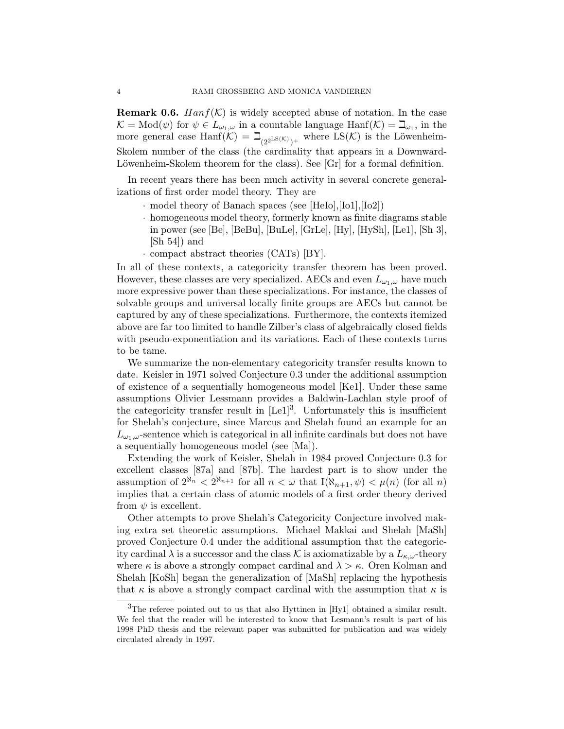**Remark 0.6.** $Hanf(\mathcal{K})$ is widely accepted abuse of notation. In the case $\mathcal{K} = \text{Mod}(\psi)$ for $\psi \in L_{\omega_1,\omega}$ in a countable language $\text{Hanf}(\mathcal{K}) = \beth_{\omega_1}$, in the more general case $\text{Hanf}(\mathcal{K}) = \beth_{(2^{2^{\text{LS}(\mathcal{K})}})^+}$ where $\text{LS}(\mathcal{K})$ is the Löwenheim-Skolem number of the class (the cardinality that appears in a Downward-Löwenheim-Skolem theorem for the class). See [Gr] for a formal definition.

In recent years there has been much activity in several concrete generalizations of first order model theory. They are

- model theory of Banach spaces (see [HeIo],[Io1],[Io2])
- homogeneous model theory, formerly known as finite diagrams stable in power (see [Be], [BeBu], [BuLe], [GrLe], [Hy], [HySh], [Le1], [Sh 3], [Sh 54]) and
- compact abstract theories (CATs) [BY].

In all of these contexts, a categoricity transfer theorem has been proved. However, these classes are very specialized. AECs and even $L_{\omega_1,\omega}$ have much more expressive power than these specializations. For instance, the classes of solvable groups and universal locally finite groups are AECs but cannot be captured by any of these specializations. Furthermore, the contexts itemized above are far too limited to handle Zilber's class of algebraically closed fields with pseudo-exponentiation and its variations. Each of these contexts turns to be tame.

We summarize the non-elementary categoricity transfer results known to date. Keisler in 1971 solved Conjecture 0.3 under the additional assumption of existence of a sequentially homogeneous model [Ke1]. Under these same assumptions Olivier Lessmann provides a Baldwin-Lachlan style proof of the categoricity transfer result in [Le1][3]. Unfortunately this is insufficient for Shelah's conjecture, since Marcus and Shelah found an example for an $L_{\omega_1,\omega}$-sentence which is categorical in all infinite cardinals but does not have a sequentially homogeneous model (see [Ma]).

Extending the work of Keisler, Shelah in 1984 proved Conjecture 0.3 for excellent classes [87a] and [87b]. The hardest part is to show under the assumption of $2^{\aleph_n} < 2^{\aleph_{n+1}}$ for all $n < \omega$ that $\text{I}(\aleph_{n+1}, \psi) < \mu(n)$ (for all $n$) implies that a certain class of atomic models of a first order theory derived from $\psi$ is excellent.

Other attempts to prove Shelah's Categoricity Conjecture involved making extra set theoretic assumptions. Michael Makkai and Shelah [MaSh] proved Conjecture 0.4 under the additional assumption that the categoricity cardinal $\lambda$ is a successor and the class $\mathcal{K}$ is axiomatizable by a $L_{\kappa,\omega}$-theory where $\kappa$ is above a strongly compact cardinal and $\lambda > \kappa$. Oren Kolman and Shelah [KoSh] began the generalization of [MaSh] replacing the hypothesis that $\kappa$ is above a strongly compact cardinal with the assumption that $\kappa$ is

[3]The referee pointed out to us that also Hyttinen in [Hy1] obtained a similar result. We feel that the reader will be interested to know that Lesmann's result is part of his 1998 PhD thesis and the relevant paper was submitted for publication and was widely circulated already in 1997.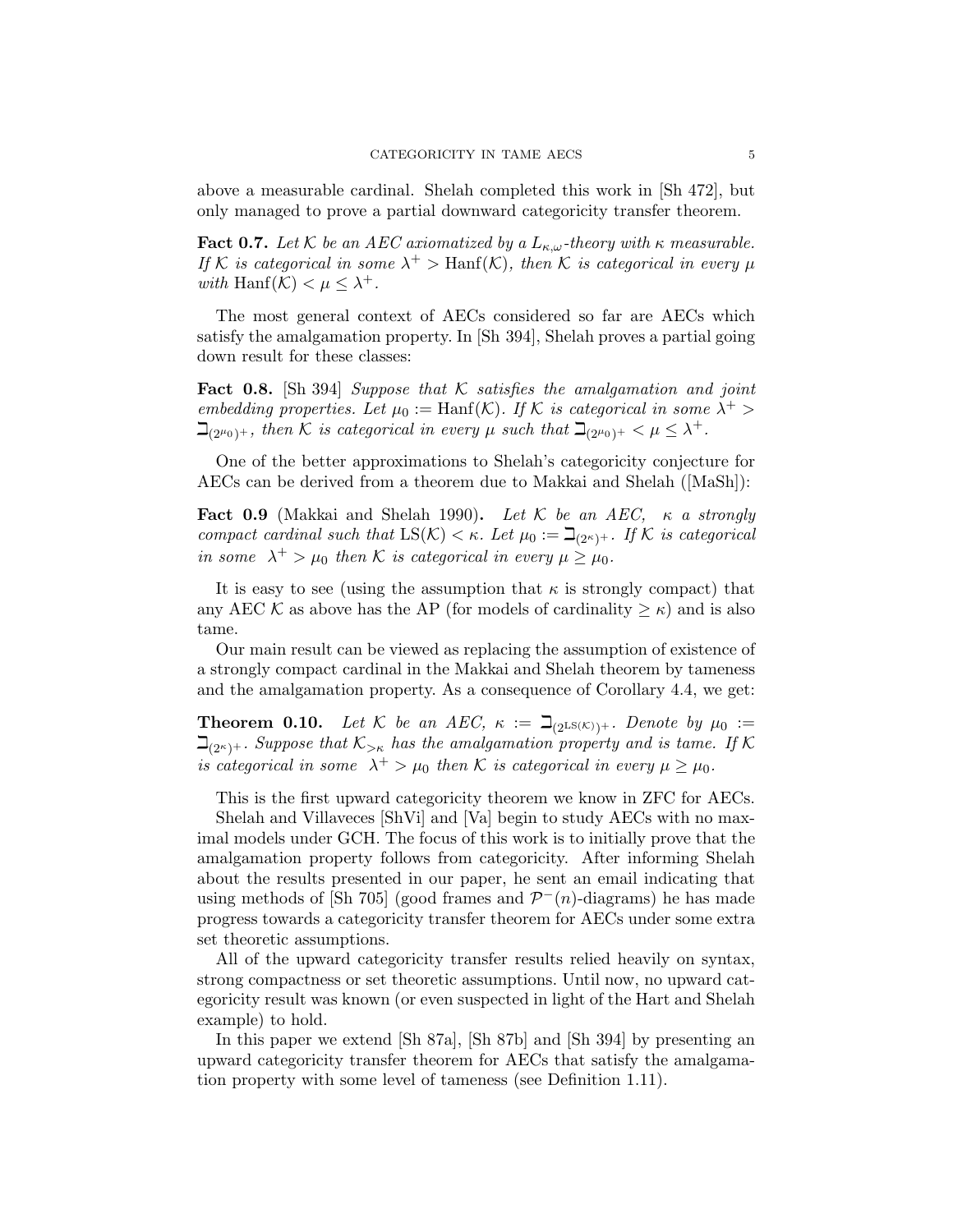above a measurable cardinal. Shelah completed this work in [Sh 472], but only managed to prove a partial downward categoricity transfer theorem.

**Fact 0.7.** *Let $\mathcal{K}$ be an AEC axiomatized by a $L_{\kappa,\omega}$-theory with $\kappa$ measurable. If $\mathcal{K}$ is categorical in some $\lambda^+ > \mathrm{Hanf}(\mathcal{K})$, then $\mathcal{K}$ is categorical in every $\mu$ with $\mathrm{Hanf}(\mathcal{K}) < \mu \leq \lambda^+$.*

The most general context of AECs considered so far are AECs which satisfy the amalgamation property. In [Sh 394], Shelah proves a partial going down result for these classes:

**Fact 0.8.** [Sh 394] *Suppose that $\mathcal{K}$ satisfies the amalgamation and joint embedding properties. Let $\mu_0 := \mathrm{Hanf}(\mathcal{K})$. If $\mathcal{K}$ is categorical in some $\lambda^+ > \beth_{(2^{\mu_0})^+}$, then $\mathcal{K}$ is categorical in every $\mu$ such that $\beth_{(2^{\mu_0})^+} < \mu \leq \lambda^+$.*

One of the better approximations to Shelah's categoricity conjecture for AECs can be derived from a theorem due to Makkai and Shelah ([MaSh]):

**Fact 0.9** (Makkai and Shelah 1990)**.** *Let $\mathcal{K}$ be an AEC, $\kappa$ a strongly compact cardinal such that $\mathrm{LS}(\mathcal{K}) < \kappa$. Let $\mu_0 := \beth_{(2^\kappa)^+}$. If $\mathcal{K}$ is categorical in some $\lambda^+ > \mu_0$ then $\mathcal{K}$ is categorical in every $\mu \geq \mu_0$.*

It is easy to see (using the assumption that $\kappa$ is strongly compact) that any AEC $\mathcal{K}$ as above has the AP (for models of cardinality $\geq \kappa$) and is also tame.

Our main result can be viewed as replacing the assumption of existence of a strongly compact cardinal in the Makkai and Shelah theorem by tameness and the amalgamation property. As a consequence of Corollary 4.4, we get:

**Theorem 0.10.** *Let $\mathcal{K}$ be an AEC, $\kappa := \beth_{(2^{\mathrm{LS}(\mathcal{K})})^+}$. Denote by $\mu_0 := \beth_{(2^\kappa)^+}$. Suppose that $\mathcal{K}_{>\kappa}$ has the amalgamation property and is tame. If $\mathcal{K}$ is categorical in some $\lambda^+ > \mu_0$ then $\mathcal{K}$ is categorical in every $\mu \geq \mu_0$.*

This is the first upward categoricity theorem we know in ZFC for AECs.

Shelah and Villaveces [ShVi] and [Va] begin to study AECs with no maximal models under GCH. The focus of this work is to initially prove that the amalgamation property follows from categoricity. After informing Shelah about the results presented in our paper, he sent an email indicating that using methods of [Sh 705] (good frames and $\mathcal{P}^-(n)$-diagrams) he has made progress towards a categoricity transfer theorem for AECs under some extra set theoretic assumptions.

All of the upward categoricity transfer results relied heavily on syntax, strong compactness or set theoretic assumptions. Until now, no upward categoricity result was known (or even suspected in light of the Hart and Shelah example) to hold.

In this paper we extend [Sh 87a], [Sh 87b] and [Sh 394] by presenting an upward categoricity transfer theorem for AECs that satisfy the amalgamation property with some level of tameness (see Definition 1.11).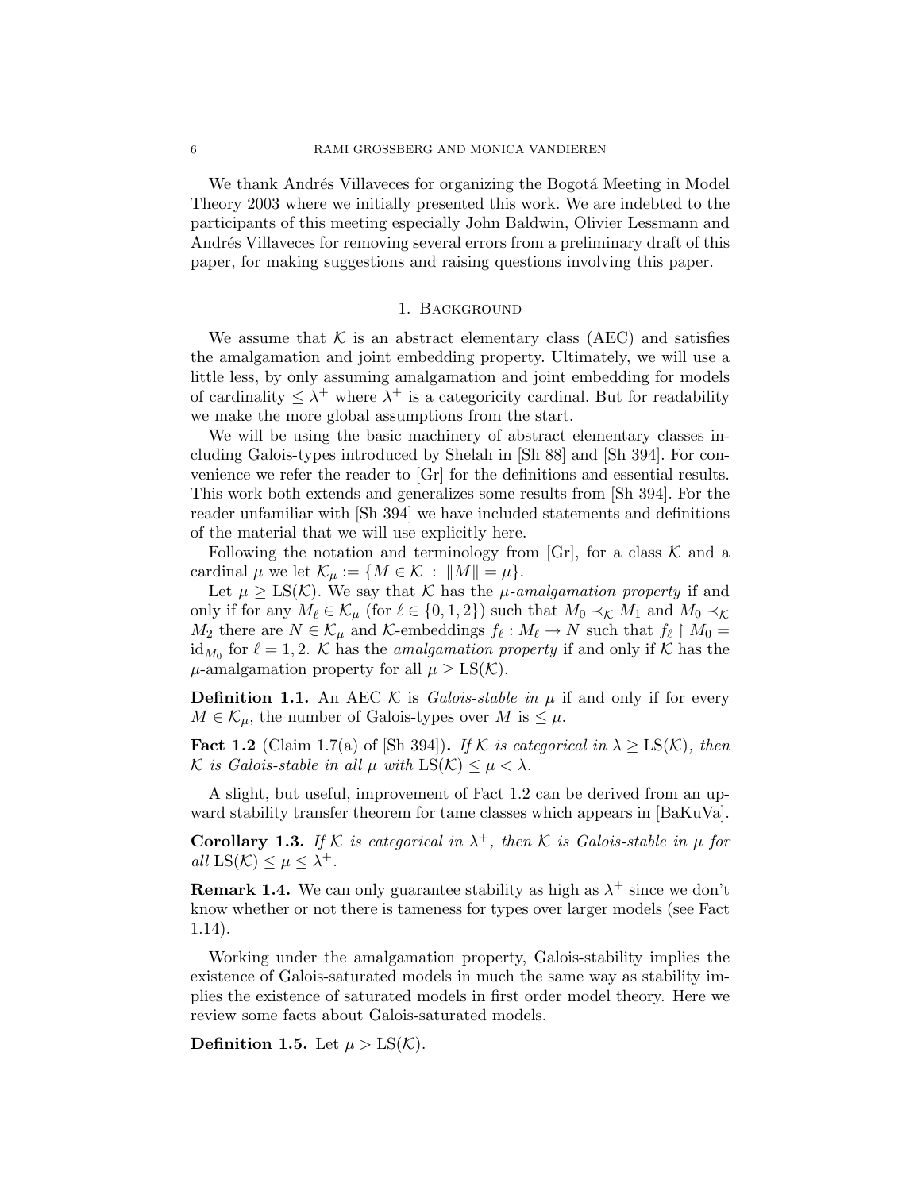We thank Andrés Villaveces for organizing the Bogotá Meeting in Model Theory 2003 where we initially presented this work. We are indebted to the participants of this meeting especially John Baldwin, Olivier Lessmann and Andrés Villaveces for removing several errors from a preliminary draft of this paper, for making suggestions and raising questions involving this paper.

## 1. Background

We assume that $\mathcal{K}$ is an abstract elementary class (AEC) and satisfies the amalgamation and joint embedding property. Ultimately, we will use a little less, by only assuming amalgamation and joint embedding for models of cardinality $\leq \lambda^+$ where $\lambda^+$ is a categoricity cardinal. But for readability we make the more global assumptions from the start.

We will be using the basic machinery of abstract elementary classes including Galois-types introduced by Shelah in [Sh 88] and [Sh 394]. For convenience we refer the reader to [Gr] for the definitions and essential results. This work both extends and generalizes some results from [Sh 394]. For the reader unfamiliar with [Sh 394] we have included statements and definitions of the material that we will use explicitly here.

Following the notation and terminology from [Gr], for a class $\mathcal{K}$ and a cardinal $\mu$ we let $\mathcal{K}_\mu := \{M \in \mathcal{K} \ : \ \|M\| = \mu\}$.

Let $\mu \geq \mathrm{LS}(\mathcal{K})$. We say that $\mathcal{K}$ has the *$\mu$-amalgamation property* if and only if for any $M_\ell \in \mathcal{K}_\mu$ (for $\ell \in \{0,1,2\}$) such that $M_0 \prec_{\mathcal{K}} M_1$ and $M_0 \prec_{\mathcal{K}} M_2$ there are $N \in \mathcal{K}_\mu$ and $\mathcal{K}$-embeddings $f_\ell : M_\ell \to N$ such that $f_\ell \restriction M_0 = \mathrm{id}_{M_0}$ for $\ell = 1, 2$. $\mathcal{K}$ has the *amalgamation property* if and only if $\mathcal{K}$ has the $\mu$-amalgamation property for all $\mu \geq \mathrm{LS}(\mathcal{K})$.

**Definition 1.1.** An AEC $\mathcal{K}$ is *Galois-stable in* $\mu$ if and only if for every $M \in \mathcal{K}_\mu$, the number of Galois-types over $M$ is $\leq \mu$.

**Fact 1.2** (Claim 1.7(a) of [Sh 394])**.** *If $\mathcal{K}$ is categorical in $\lambda \geq \mathrm{LS}(\mathcal{K})$, then $\mathcal{K}$ is Galois-stable in all $\mu$ with $\mathrm{LS}(\mathcal{K}) \leq \mu < \lambda$.*

A slight, but useful, improvement of Fact 1.2 can be derived from an upward stability transfer theorem for tame classes which appears in [BaKuVa].

**Corollary 1.3.** *If $\mathcal{K}$ is categorical in $\lambda^+$, then $\mathcal{K}$ is Galois-stable in $\mu$ for all $\mathrm{LS}(\mathcal{K}) \leq \mu \leq \lambda^+$.*

**Remark 1.4.** We can only guarantee stability as high as $\lambda^+$ since we don't know whether or not there is tameness for types over larger models (see Fact 1.14).

Working under the amalgamation property, Galois-stability implies the existence of Galois-saturated models in much the same way as stability implies the existence of saturated models in first order model theory. Here we review some facts about Galois-saturated models.

**Definition 1.5.** Let $\mu > \mathrm{LS}(\mathcal{K})$.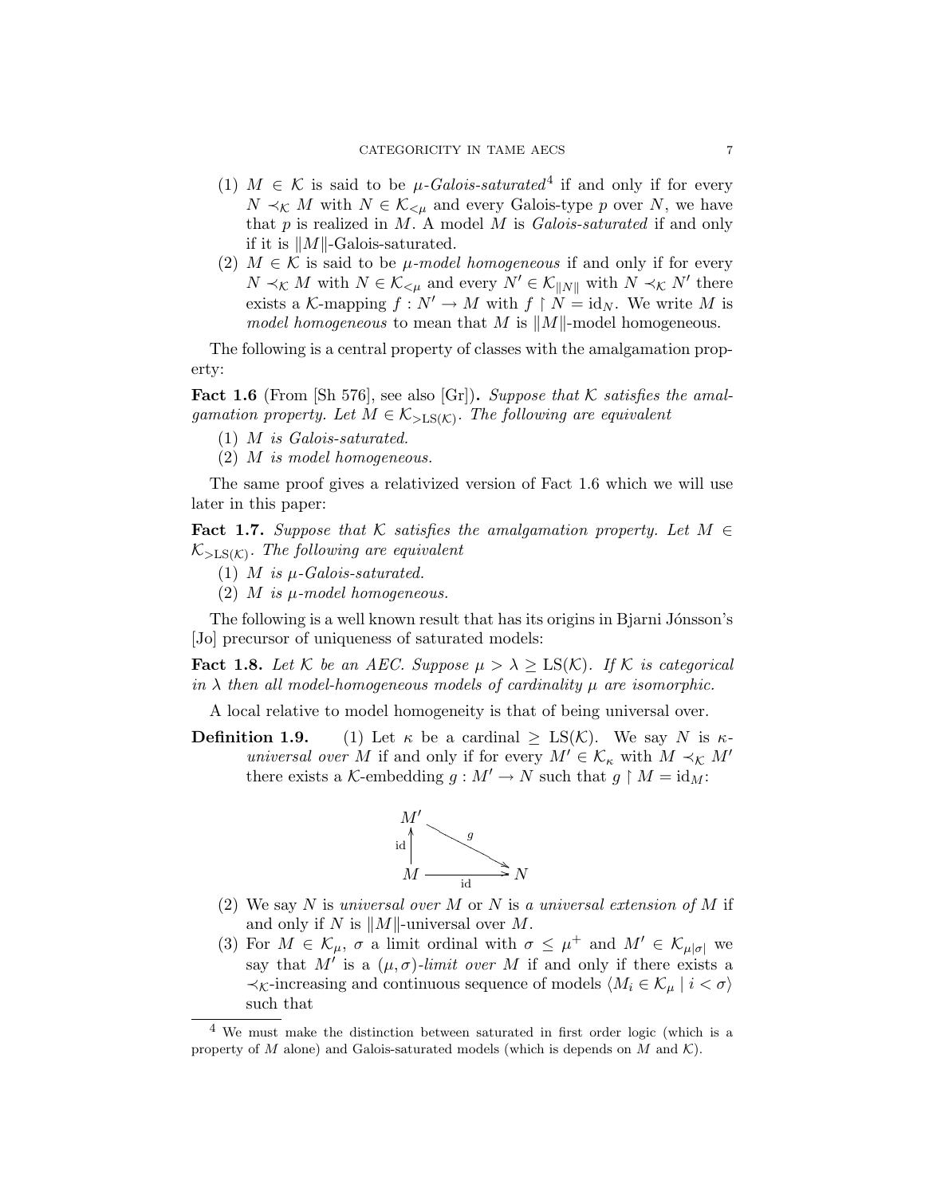(1) $M \in \mathcal{K}$ is said to be $\mu$-*Galois-saturated*[4] if and only if for every $N \prec_{\mathcal{K}} M$ with $N \in \mathcal{K}_{<\mu}$ and every Galois-type $p$ over $N$, we have that $p$ is realized in $M$. A model $M$ is *Galois-saturated* if and only if it is $\|M\|$-Galois-saturated.

(2) $M \in \mathcal{K}$ is said to be $\mu$-*model homogeneous* if and only if for every $N \prec_{\mathcal{K}} M$ with $N \in \mathcal{K}_{<\mu}$ and every $N' \in \mathcal{K}_{\|N\|}$ with $N \prec_{\mathcal{K}} N'$ there exists a $\mathcal{K}$-mapping $f : N' \to M$ with $f \restriction N = \mathrm{id}_N$. We write $M$ is *model homogeneous* to mean that $M$ is $\|M\|$-model homogeneous.

The following is a central property of classes with the amalgamation property:

**Fact 1.6** (From [Sh 576], see also [Gr]). *Suppose that $\mathcal{K}$ satisfies the amalgamation property. Let $M \in \mathcal{K}_{>\mathrm{LS}(\mathcal{K})}$. The following are equivalent*

(1) *$M$ is Galois-saturated.*
(2) *$M$ is model homogeneous.*

The same proof gives a relativized version of Fact 1.6 which we will use later in this paper:

**Fact 1.7.** *Suppose that $\mathcal{K}$ satisfies the amalgamation property. Let $M \in \mathcal{K}_{>\mathrm{LS}(\mathcal{K})}$. The following are equivalent*

(1) *$M$ is $\mu$-Galois-saturated.*
(2) *$M$ is $\mu$-model homogeneous.*

The following is a well known result that has its origins in Bjarni Jónsson's [Jo] precursor of uniqueness of saturated models:

**Fact 1.8.** *Let $\mathcal{K}$ be an AEC. Suppose $\mu > \lambda \geq \mathrm{LS}(\mathcal{K})$. If $\mathcal{K}$ is categorical in $\lambda$ then all model-homogeneous models of cardinality $\mu$ are isomorphic.*

A local relative to model homogeneity is that of being universal over.

**Definition 1.9.** (1) Let $\kappa$ be a cardinal $\geq \mathrm{LS}(\mathcal{K})$. We say $N$ is $\kappa$-*universal over* $M$ if and only if for every $M' \in \mathcal{K}_\kappa$ with $M \prec_{\mathcal{K}} M'$ there exists a $\mathcal{K}$-embedding $g : M' \to N$ such that $g \restriction M = \mathrm{id}_M$:

$$\begin{array}{ccc} M' & & \\ \uparrow \mathrm{id} & \searrow^{g} & \\ M & \xrightarrow[\mathrm{id}]{} & N \end{array}$$

(2) We say $N$ is *universal over $M$* or $N$ is *a universal extension of $M$* if and only if $N$ is $\|M\|$-universal over $M$.

(3) For $M \in \mathcal{K}_\mu$, $\sigma$ a limit ordinal with $\sigma \leq \mu^+$ and $M' \in \mathcal{K}_{\mu|\sigma|}$ we say that $M'$ is a $(\mu, \sigma)$-*limit over* $M$ if and only if there exists a $\prec_{\mathcal{K}}$-increasing and continuous sequence of models $\langle M_i \in \mathcal{K}_\mu \mid i < \sigma \rangle$ such that

[4] We must make the distinction between saturated in first order logic (which is a property of $M$ alone) and Galois-saturated models (which is depends on $M$ and $\mathcal{K}$).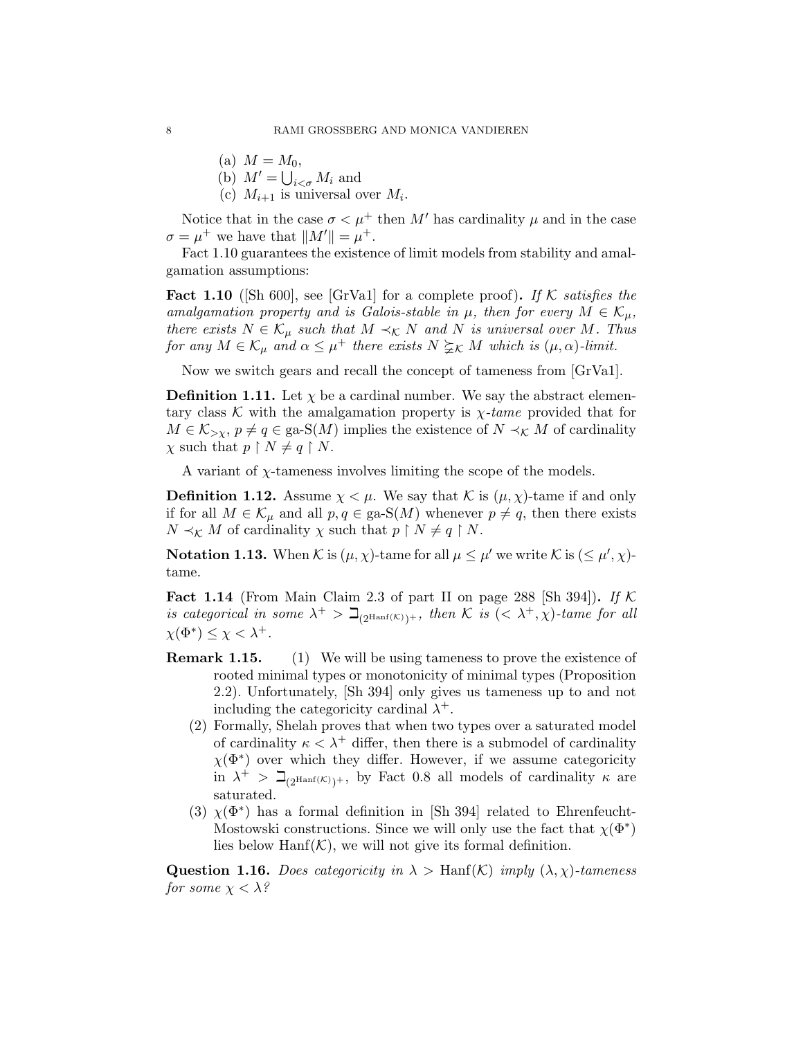(a) $M = M_0$,

(b) $M' = \bigcup_{i<\sigma} M_i$ and

(c) $M_{i+1}$ is universal over $M_i$.

Notice that in the case $\sigma < \mu^+$ then $M'$ has cardinality $\mu$ and in the case $\sigma = \mu^+$ we have that $\|M'\| = \mu^+$.

Fact 1.10 guarantees the existence of limit models from stability and amalgamation assumptions:

**Fact 1.10** ([Sh 600], see [GrVa1] for a complete proof)**.** *If $\mathcal{K}$ satisfies the amalgamation property and is Galois-stable in $\mu$, then for every $M \in \mathcal{K}_\mu$, there exists $N \in \mathcal{K}_\mu$ such that $M \prec_{\mathcal{K}} N$ and $N$ is universal over $M$. Thus for any $M \in \mathcal{K}_\mu$ and $\alpha \leq \mu^+$ there exists $N \gneqq_{\mathcal{K}} M$ which is $(\mu, \alpha)$-limit.*

Now we switch gears and recall the concept of tameness from [GrVa1].

**Definition 1.11.** Let $\chi$ be a cardinal number. We say the abstract elementary class $\mathcal{K}$ with the amalgamation property is *$\chi$-tame* provided that for $M \in \mathcal{K}_{>\chi}$, $p \neq q \in \text{ga-S}(M)$ implies the existence of $N \prec_{\mathcal{K}} M$ of cardinality $\chi$ such that $p \restriction N \neq q \restriction N$.

A variant of $\chi$-tameness involves limiting the scope of the models.

**Definition 1.12.** Assume $\chi < \mu$. We say that $\mathcal{K}$ is $(\mu, \chi)$-tame if and only if for all $M \in \mathcal{K}_\mu$ and all $p, q \in \text{ga-S}(M)$ whenever $p \neq q$, then there exists $N \prec_{\mathcal{K}} M$ of cardinality $\chi$ such that $p \restriction N \neq q \restriction N$.

**Notation 1.13.** When $\mathcal{K}$ is $(\mu, \chi)$-tame for all $\mu \leq \mu'$ we write $\mathcal{K}$ is $(\leq \mu', \chi)$-tame.

**Fact 1.14** (From Main Claim 2.3 of part II on page 288 [Sh 394])**.** *If $\mathcal{K}$ is categorical in some $\lambda^+ > \beth_{(2^{\text{Hanf}(\mathcal{K})})^+}$, then $\mathcal{K}$ is $(< \lambda^+, \chi)$-tame for all $\chi(\Phi^*) \leq \chi < \lambda^+$.*

**Remark 1.15.**
1. We will be using tameness to prove the existence of rooted minimal types or monotonicity of minimal types (Proposition 2.2). Unfortunately, [Sh 394] only gives us tameness up to and not including the categoricity cardinal $\lambda^+$.
2. Formally, Shelah proves that when two types over a saturated model of cardinality $\kappa < \lambda^+$ differ, then there is a submodel of cardinality $\chi(\Phi^*)$ over which they differ. However, if we assume categoricity in $\lambda^+ > \beth_{(2^{\text{Hanf}(\mathcal{K})})^+}$, by Fact 0.8 all models of cardinality $\kappa$ are saturated.
3. $\chi(\Phi^*)$ has a formal definition in [Sh 394] related to Ehrenfeucht-Mostowski constructions. Since we will only use the fact that $\chi(\Phi^*)$ lies below $\text{Hanf}(\mathcal{K})$, we will not give its formal definition.

**Question 1.16.** *Does categoricity in $\lambda > \text{Hanf}(\mathcal{K})$ imply $(\lambda, \chi)$-tameness for some $\chi < \lambda$?*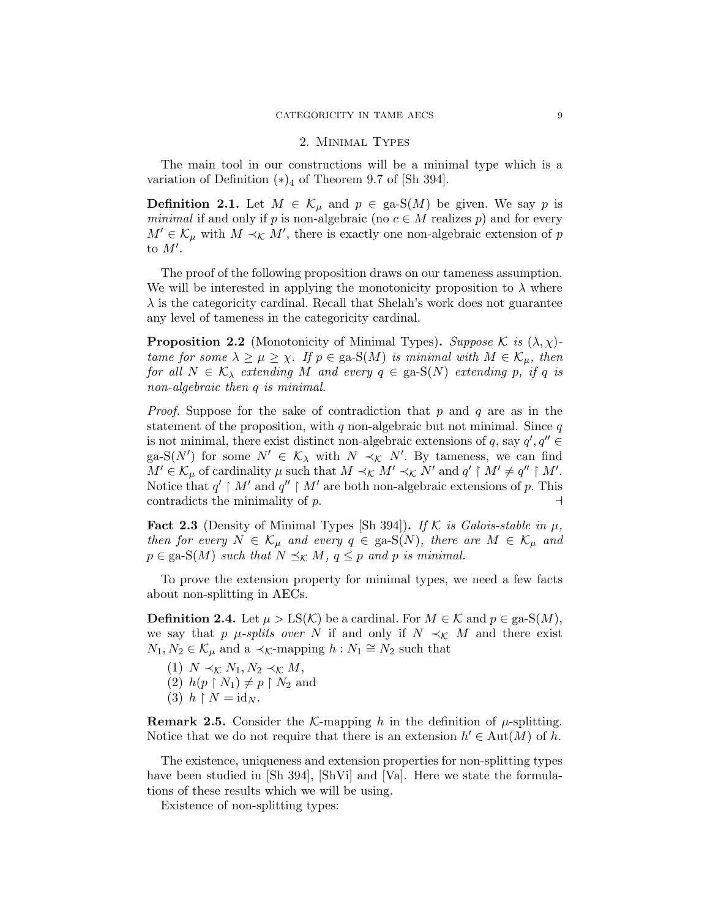## 2. Minimal Types

The main tool in our constructions will be a minimal type which is a variation of Definition $(*)_4$ of Theorem 9.7 of [Sh 394].

**Definition 2.1.** Let $M \in \mathcal{K}_\mu$ and $p \in \text{ga-S}(M)$ be given. We say $p$ is *minimal* if and only if $p$ is non-algebraic (no $c \in M$ realizes $p$) and for every $M' \in \mathcal{K}_\mu$ with $M \prec_{\mathcal{K}} M'$, there is exactly one non-algebraic extension of $p$ to $M'$.

The proof of the following proposition draws on our tameness assumption. We will be interested in applying the monotonicity proposition to $\lambda$ where $\lambda$ is the categoricity cardinal. Recall that Shelah's work does not guarantee any level of tameness in the categoricity cardinal.

**Proposition 2.2** (Monotonicity of Minimal Types)**.** *Suppose $\mathcal{K}$ is $(\lambda, \chi)$-tame for some $\lambda \geq \mu \geq \chi$. If $p \in \text{ga-S}(M)$ is minimal with $M \in \mathcal{K}_\mu$, then for all $N \in \mathcal{K}_\lambda$ extending $M$ and every $q \in \text{ga-S}(N)$ extending $p$, if $q$ is non-algebraic then $q$ is minimal.*

*Proof.* Suppose for the sake of contradiction that $p$ and $q$ are as in the statement of the proposition, with $q$ non-algebraic but not minimal. Since $q$ is not minimal, there exist distinct non-algebraic extensions of $q$, say $q', q'' \in \text{ga-S}(N')$ for some $N' \in \mathcal{K}_\lambda$ with $N \prec_{\mathcal{K}} N'$. By tameness, we can find $M' \in \mathcal{K}_\mu$ of cardinality $\mu$ such that $M \prec_{\mathcal{K}} M' \prec_{\mathcal{K}} N'$ and $q' \restriction M' \neq q'' \restriction M'$. Notice that $q' \restriction M'$ and $q'' \restriction M'$ are both non-algebraic extensions of $p$. This contradicts the minimality of $p$. $\dashv$

**Fact 2.3** (Density of Minimal Types [Sh 394])**.** *If $\mathcal{K}$ is Galois-stable in $\mu$, then for every $N \in \mathcal{K}_\mu$ and every $q \in \text{ga-S}(N)$, there are $M \in \mathcal{K}_\mu$ and $p \in \text{ga-S}(M)$ such that $N \preceq_{\mathcal{K}} M$, $q \leq p$ and $p$ is minimal.*

To prove the extension property for minimal types, we need a few facts about non-splitting in AECs.

**Definition 2.4.** Let $\mu > \text{LS}(\mathcal{K})$ be a cardinal. For $M \in \mathcal{K}$ and $p \in \text{ga-S}(M)$, we say that *$p$ $\mu$-splits over $N$* if and only if $N \prec_{\mathcal{K}} M$ and there exist $N_1, N_2 \in \mathcal{K}_\mu$ and a $\prec_{\mathcal{K}}$-mapping $h : N_1 \cong N_2$ such that

1. $N \prec_{\mathcal{K}} N_1, N_2 \prec_{\mathcal{K}} M$,
2. $h(p \restriction N_1) \neq p \restriction N_2$ and
3. $h \restriction N = \text{id}_N$.

**Remark 2.5.** Consider the $\mathcal{K}$-mapping $h$ in the definition of $\mu$-splitting. Notice that we do not require that there is an extension $h' \in \text{Aut}(M)$ of $h$.

The existence, uniqueness and extension properties for non-splitting types have been studied in [Sh 394], [ShVi] and [Va]. Here we state the formulations of these results which we will be using.

Existence of non-splitting types: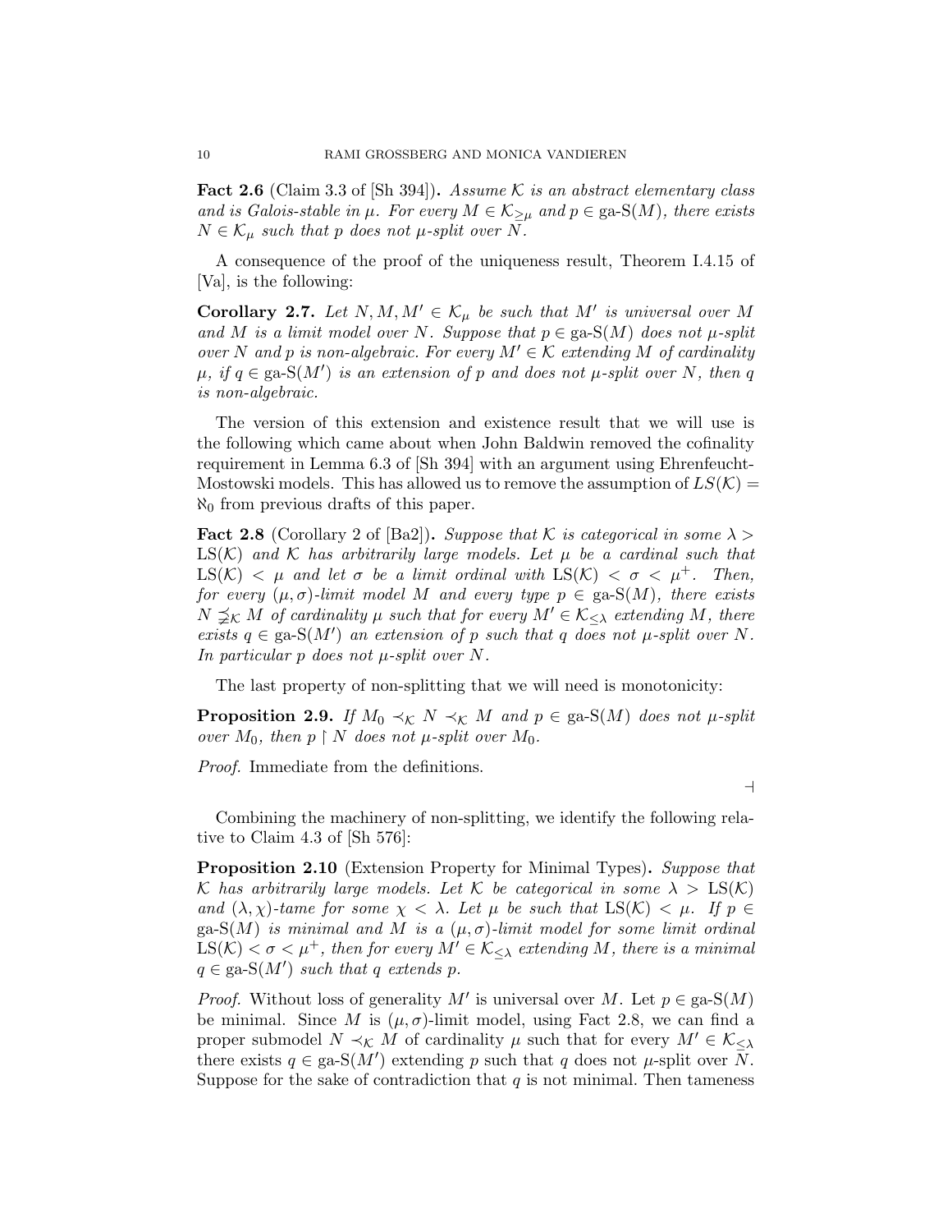**Fact 2.6** (Claim 3.3 of [Sh 394]). *Assume $\mathcal{K}$ is an abstract elementary class and is Galois-stable in $\mu$. For every $M \in \mathcal{K}_{\geq \mu}$ and $p \in \text{ga-S}(M)$, there exists $N \in \mathcal{K}_\mu$ such that $p$ does not $\mu$-split over $N$.*

A consequence of the proof of the uniqueness result, Theorem I.4.15 of [Va], is the following:

**Corollary 2.7.** *Let $N, M, M' \in \mathcal{K}_\mu$ be such that $M'$ is universal over $M$ and $M$ is a limit model over $N$. Suppose that $p \in \text{ga-S}(M)$ does not $\mu$-split over $N$ and $p$ is non-algebraic. For every $M' \in \mathcal{K}$ extending $M$ of cardinality $\mu$, if $q \in \text{ga-S}(M')$ is an extension of $p$ and does not $\mu$-split over $N$, then $q$ is non-algebraic.*

The version of this extension and existence result that we will use is the following which came about when John Baldwin removed the cofinality requirement in Lemma 6.3 of [Sh 394] with an argument using Ehrenfeucht-Mostowski models. This has allowed us to remove the assumption of $LS(\mathcal{K}) = \aleph_0$ from previous drafts of this paper.

**Fact 2.8** (Corollary 2 of [Ba2]). *Suppose that $\mathcal{K}$ is categorical in some $\lambda > \text{LS}(\mathcal{K})$ and $\mathcal{K}$ has arbitrarily large models. Let $\mu$ be a cardinal such that $\text{LS}(\mathcal{K}) < \mu$ and let $\sigma$ be a limit ordinal with $\text{LS}(\mathcal{K}) < \sigma < \mu^+$. Then, for every $(\mu, \sigma)$-limit model $M$ and every type $p \in \text{ga-S}(M)$, there exists $N \precneqq_{\mathcal{K}} M$ of cardinality $\mu$ such that for every $M' \in \mathcal{K}_{\leq \lambda}$ extending $M$, there exists $q \in \text{ga-S}(M')$ an extension of $p$ such that $q$ does not $\mu$-split over $N$. In particular $p$ does not $\mu$-split over $N$.*

The last property of non-splitting that we will need is monotonicity:

**Proposition 2.9.** *If $M_0 \prec_{\mathcal{K}} N \prec_{\mathcal{K}} M$ and $p \in \text{ga-S}(M)$ does not $\mu$-split over $M_0$, then $p \restriction N$ does not $\mu$-split over $M_0$.*

*Proof.* Immediate from the definitions.

$\dashv$

Combining the machinery of non-splitting, we identify the following relative to Claim 4.3 of [Sh 576]:

**Proposition 2.10** (Extension Property for Minimal Types). *Suppose that $\mathcal{K}$ has arbitrarily large models. Let $\mathcal{K}$ be categorical in some $\lambda > \text{LS}(\mathcal{K})$ and $(\lambda, \chi)$-tame for some $\chi < \lambda$. Let $\mu$ be such that $\text{LS}(\mathcal{K}) < \mu$. If $p \in \text{ga-S}(M)$ is minimal and $M$ is a $(\mu, \sigma)$-limit model for some limit ordinal $\text{LS}(\mathcal{K}) < \sigma < \mu^+$, then for every $M' \in \mathcal{K}_{\leq \lambda}$ extending $M$, there is a minimal $q \in \text{ga-S}(M')$ such that $q$ extends $p$.*

*Proof.* Without loss of generality $M'$ is universal over $M$. Let $p \in \text{ga-S}(M)$ be minimal. Since $M$ is $(\mu, \sigma)$-limit model, using Fact 2.8, we can find a proper submodel $N \prec_{\mathcal{K}} M$ of cardinality $\mu$ such that for every $M' \in \mathcal{K}_{\leq \lambda}$ there exists $q \in \text{ga-S}(M')$ extending $p$ such that $q$ does not $\mu$-split over $N$. Suppose for the sake of contradiction that $q$ is not minimal. Then tameness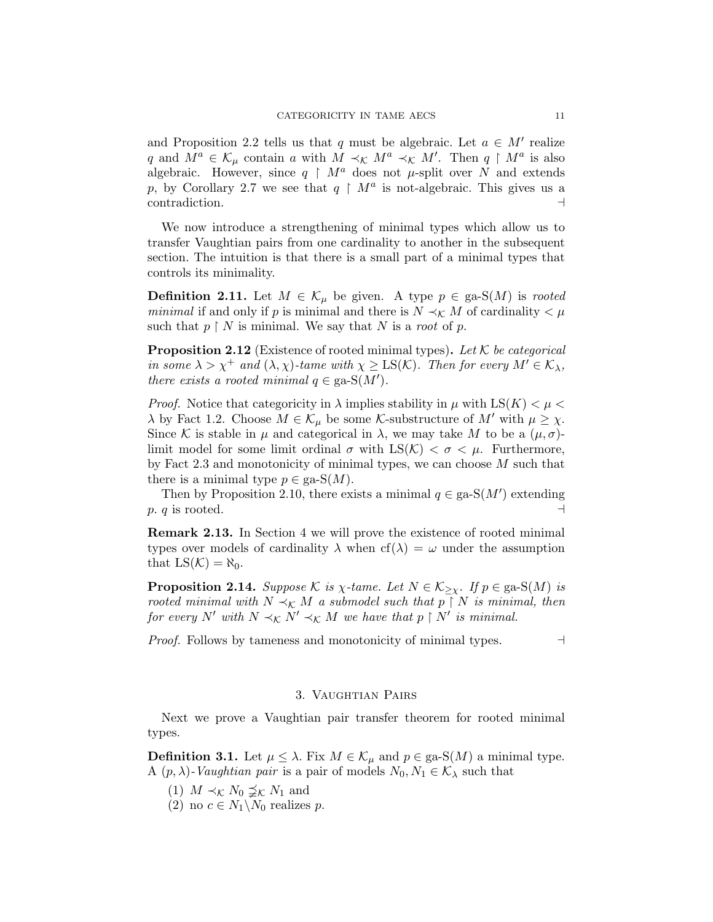and Proposition 2.2 tells us that $q$ must be algebraic. Let $a \in M'$ realize $q$ and $M^a \in \mathcal{K}_\mu$ contain $a$ with $M \prec_{\mathcal{K}} M^a \prec_{\mathcal{K}} M'$. Then $q \restriction M^a$ is also algebraic. However, since $q \restriction M^a$ does not $\mu$-split over $N$ and extends $p$, by Corollary 2.7 we see that $q \restriction M^a$ is not-algebraic. This gives us a contradiction. $\dashv$

We now introduce a strengthening of minimal types which allow us to transfer Vaughtian pairs from one cardinality to another in the subsequent section. The intuition is that there is a small part of a minimal types that controls its minimality.

**Definition 2.11.** Let $M \in \mathcal{K}_\mu$ be given. A type $p \in \text{ga-S}(M)$ is *rooted minimal* if and only if $p$ is minimal and there is $N \prec_{\mathcal{K}} M$ of cardinality $< \mu$ such that $p \restriction N$ is minimal. We say that $N$ is a *root* of $p$.

**Proposition 2.12** (Existence of rooted minimal types)**.** *Let $\mathcal{K}$ be categorical in some $\lambda > \chi^+$ and $(\lambda, \chi)$-tame with $\chi \geq \text{LS}(\mathcal{K})$. Then for every $M' \in \mathcal{K}_\lambda$, there exists a rooted minimal $q \in \text{ga-S}(M')$.*

*Proof.* Notice that categoricity in $\lambda$ implies stability in $\mu$ with $\text{LS}(K) < \mu < \lambda$ by Fact 1.2. Choose $M \in \mathcal{K}_\mu$ be some $\mathcal{K}$-substructure of $M'$ with $\mu \geq \chi$. Since $\mathcal{K}$ is stable in $\mu$ and categorical in $\lambda$, we may take $M$ to be a $(\mu, \sigma)$-limit model for some limit ordinal $\sigma$ with $\text{LS}(\mathcal{K}) < \sigma < \mu$. Furthermore, by Fact 2.3 and monotonicity of minimal types, we can choose $M$ such that there is a minimal type $p \in \text{ga-S}(M)$.

Then by Proposition 2.10, there exists a minimal $q \in \text{ga-S}(M')$ extending $p$. $q$ is rooted. $\dashv$

**Remark 2.13.** In Section 4 we will prove the existence of rooted minimal types over models of cardinality $\lambda$ when $\text{cf}(\lambda) = \omega$ under the assumption that $\text{LS}(\mathcal{K}) = \aleph_0$.

**Proposition 2.14.** *Suppose $\mathcal{K}$ is $\chi$-tame. Let $N \in \mathcal{K}_{\geq \chi}$. If $p \in \text{ga-S}(M)$ is rooted minimal with $N \prec_{\mathcal{K}} M$ a submodel such that $p \restriction N$ is minimal, then for every $N'$ with $N \prec_{\mathcal{K}} N' \prec_{\mathcal{K}} M$ we have that $p \restriction N'$ is minimal.*

*Proof.* Follows by tameness and monotonicity of minimal types. $\dashv$

## 3. Vaughtian Pairs

Next we prove a Vaughtian pair transfer theorem for rooted minimal types.

**Definition 3.1.** Let $\mu \leq \lambda$. Fix $M \in \mathcal{K}_\mu$ and $p \in \text{ga-S}(M)$ a minimal type. A $(p, \lambda)$-*Vaughtian pair* is a pair of models $N_0, N_1 \in \mathcal{K}_\lambda$ such that

1. $M \prec_{\mathcal{K}} N_0 \precneqq_{\mathcal{K}} N_1$ and
2. no $c \in N_1 \backslash N_0$ realizes $p$.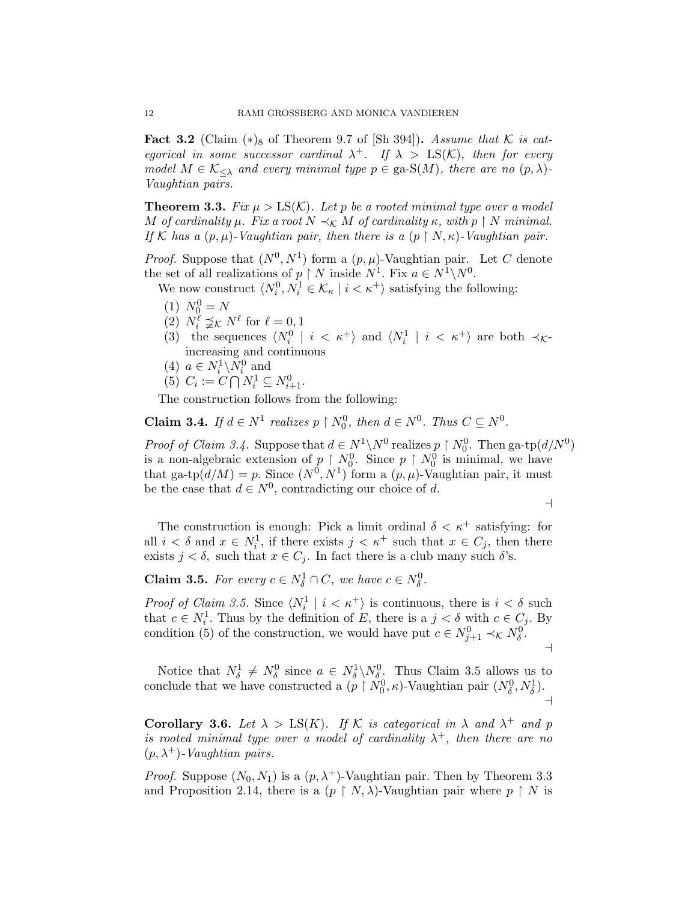**Fact 3.2** (Claim $(*)_8$ of Theorem 9.7 of [Sh 394])**.** *Assume that $\mathcal{K}$ is categorical in some successor cardinal $\lambda^+$. If $\lambda > \mathrm{LS}(\mathcal{K})$, then for every model $M \in \mathcal{K}_{\leq\lambda}$ and every minimal type $p \in \text{ga-S}(M)$, there are no $(p,\lambda)$-Vaughtian pairs.*

**Theorem 3.3.** *Fix $\mu > \mathrm{LS}(\mathcal{K})$. Let $p$ be a rooted minimal type over a model $M$ of cardinality $\mu$. Fix a root $N \prec_{\mathcal{K}} M$ of cardinality $\kappa$, with $p \restriction N$ minimal. If $\mathcal{K}$ has a $(p,\mu)$-Vaughtian pair, then there is a $(p \restriction N, \kappa)$-Vaughtian pair.*

*Proof.* Suppose that $(N^0, N^1)$ form a $(p,\mu)$-Vaughtian pair. Let $C$ denote the set of all realizations of $p \restriction N$ inside $N^1$. Fix $a \in N^1 \backslash N^0$.

We now construct $\langle N^0_i, N^1_i \in \mathcal{K}_\kappa \mid i < \kappa^+\rangle$ satisfying the following:

1. $N^0_0 = N$
2. $N^\ell_i \precneqq_{\mathcal{K}} N^\ell$ for $\ell = 0, 1$
3. the sequences $\langle N^0_i \mid i < \kappa^+\rangle$ and $\langle N^1_i \mid i < \kappa^+\rangle$ are both $\prec_{\mathcal{K}}$-increasing and continuous
4. $a \in N^1_i \backslash N^0_i$ and
5. $C_i := C \bigcap N^1_i \subseteq N^0_{i+1}$.

The construction follows from the following:

**Claim 3.4.** *If $d \in N^1$ realizes $p \restriction N^0_0$, then $d \in N^0$. Thus $C \subseteq N^0$.*

*Proof of Claim 3.4.* Suppose that $d \in N^1 \backslash N^0$ realizes $p \restriction N^0_0$. Then $\text{ga-tp}(d/N^0)$ is a non-algebraic extension of $p \restriction N^0_0$. Since $p \restriction N^0_0$ is minimal, we have that $\text{ga-tp}(d/M) = p$. Since $(N^0, N^1)$ form a $(p,\mu)$-Vaughtian pair, it must be the case that $d \in N^0$, contradicting our choice of $d$.

$\dashv$

The construction is enough: Pick a limit ordinal $\delta < \kappa^+$ satisfying: for all $i < \delta$ and $x \in N^1_i$, if there exists $j < \kappa^+$ such that $x \in C_j$, then there exists $j < \delta$, such that $x \in C_j$. In fact there is a club many such $\delta$'s.

**Claim 3.5.** *For every $c \in N^1_\delta \cap C$, we have $c \in N^0_\delta$.*

*Proof of Claim 3.5.* Since $\langle N^1_i \mid i < \kappa^+\rangle$ is continuous, there is $i < \delta$ such that $c \in N^1_i$. Thus by the definition of $E$, there is a $j < \delta$ with $c \in C_j$. By condition (5) of the construction, we would have put $c \in N^0_{j+1} \prec_{\mathcal{K}} N^0_\delta$.

$\dashv$

Notice that $N^1_\delta \neq N^0_\delta$ since $a \in N^1_\delta \backslash N^0_\delta$. Thus Claim 3.5 allows us to conclude that we have constructed a $(p \restriction N^0_0, \kappa)$-Vaughtian pair $(N^0_\delta, N^1_\delta)$.

$\dashv$

**Corollary 3.6.** *Let $\lambda > \mathrm{LS}(K)$. If $\mathcal{K}$ is categorical in $\lambda$ and $\lambda^+$ and $p$ is rooted minimal type over a model of cardinality $\lambda^+$, then there are no $(p,\lambda^+)$-Vaughtian pairs.*

*Proof.* Suppose $(N_0, N_1)$ is a $(p,\lambda^+)$-Vaughtian pair. Then by Theorem 3.3 and Proposition 2.14, there is a $(p \restriction N, \lambda)$-Vaughtian pair where $p \restriction N$ is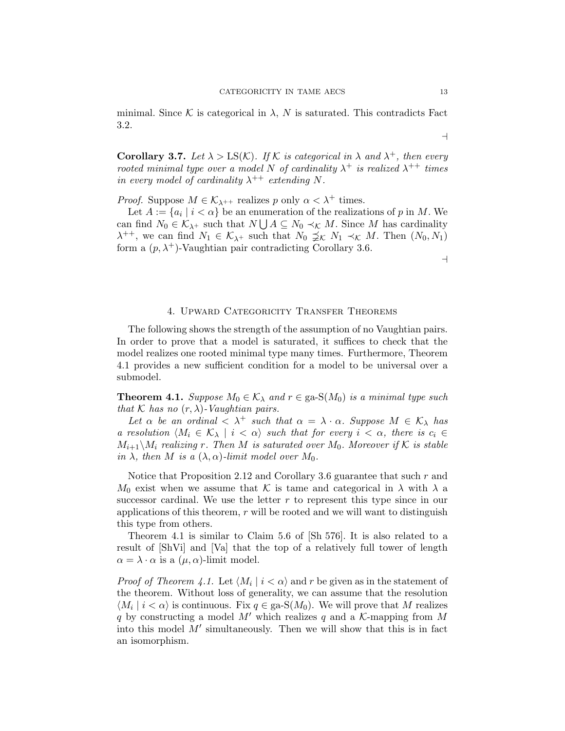minimal. Since $\mathcal{K}$ is categorical in $\lambda$, $N$ is saturated. This contradicts Fact 3.2.

$\dashv$

**Corollary 3.7.** *Let $\lambda > \mathrm{LS}(\mathcal{K})$. If $\mathcal{K}$ is categorical in $\lambda$ and $\lambda^+$, then every rooted minimal type over a model $N$ of cardinality $\lambda^+$ is realized $\lambda^{++}$ times in every model of cardinality $\lambda^{++}$ extending $N$.*

*Proof.* Suppose $M \in \mathcal{K}_{\lambda^{++}}$ realizes $p$ only $\alpha < \lambda^+$ times.

Let $A := \{a_i \mid i < \alpha\}$ be an enumeration of the realizations of $p$ in $M$. We can find $N_0 \in \mathcal{K}_{\lambda^+}$ such that $N \bigcup A \subseteq N_0 \prec_{\mathcal{K}} M$. Since $M$ has cardinality $\lambda^{++}$, we can find $N_1 \in \mathcal{K}_{\lambda^+}$ such that $N_0 \precneqq_{\mathcal{K}} N_1 \prec_{\mathcal{K}} M$. Then $(N_0, N_1)$ form a $(p, \lambda^+)$-Vaughtian pair contradicting Corollary 3.6.

$\dashv$

## 4. Upward Categoricity Transfer Theorems

The following shows the strength of the assumption of no Vaughtian pairs. In order to prove that a model is saturated, it suffices to check that the model realizes one rooted minimal type many times. Furthermore, Theorem 4.1 provides a new sufficient condition for a model to be universal over a submodel.

**Theorem 4.1.** *Suppose $M_0 \in \mathcal{K}_\lambda$ and $r \in \text{ga-S}(M_0)$ is a minimal type such that $\mathcal{K}$ has no $(r, \lambda)$-Vaughtian pairs.*

*Let $\alpha$ be an ordinal $< \lambda^+$ such that $\alpha = \lambda \cdot \alpha$. Suppose $M \in \mathcal{K}_\lambda$ has a resolution $\langle M_i \in \mathcal{K}_\lambda \mid i < \alpha \rangle$ such that for every $i < \alpha$, there is $c_i \in M_{i+1} \backslash M_i$ realizing $r$. Then $M$ is saturated over $M_0$. Moreover if $\mathcal{K}$ is stable in $\lambda$, then $M$ is a $(\lambda, \alpha)$-limit model over $M_0$.*

Notice that Proposition 2.12 and Corollary 3.6 guarantee that such $r$ and $M_0$ exist when we assume that $\mathcal{K}$ is tame and categorical in $\lambda$ with $\lambda$ a successor cardinal. We use the letter $r$ to represent this type since in our applications of this theorem, $r$ will be rooted and we will want to distinguish this type from others.

Theorem 4.1 is similar to Claim 5.6 of [Sh 576]. It is also related to a result of [ShVi] and [Va] that the top of a relatively full tower of length $\alpha = \lambda \cdot \alpha$ is a $(\mu, \alpha)$-limit model.

*Proof of Theorem 4.1.* Let $\langle M_i \mid i < \alpha \rangle$ and $r$ be given as in the statement of the theorem. Without loss of generality, we can assume that the resolution $\langle M_i \mid i < \alpha \rangle$ is continuous. Fix $q \in \text{ga-S}(M_0)$. We will prove that $M$ realizes $q$ by constructing a model $M'$ which realizes $q$ and a $\mathcal{K}$-mapping from $M$ into this model $M'$ simultaneously. Then we will show that this is in fact an isomorphism.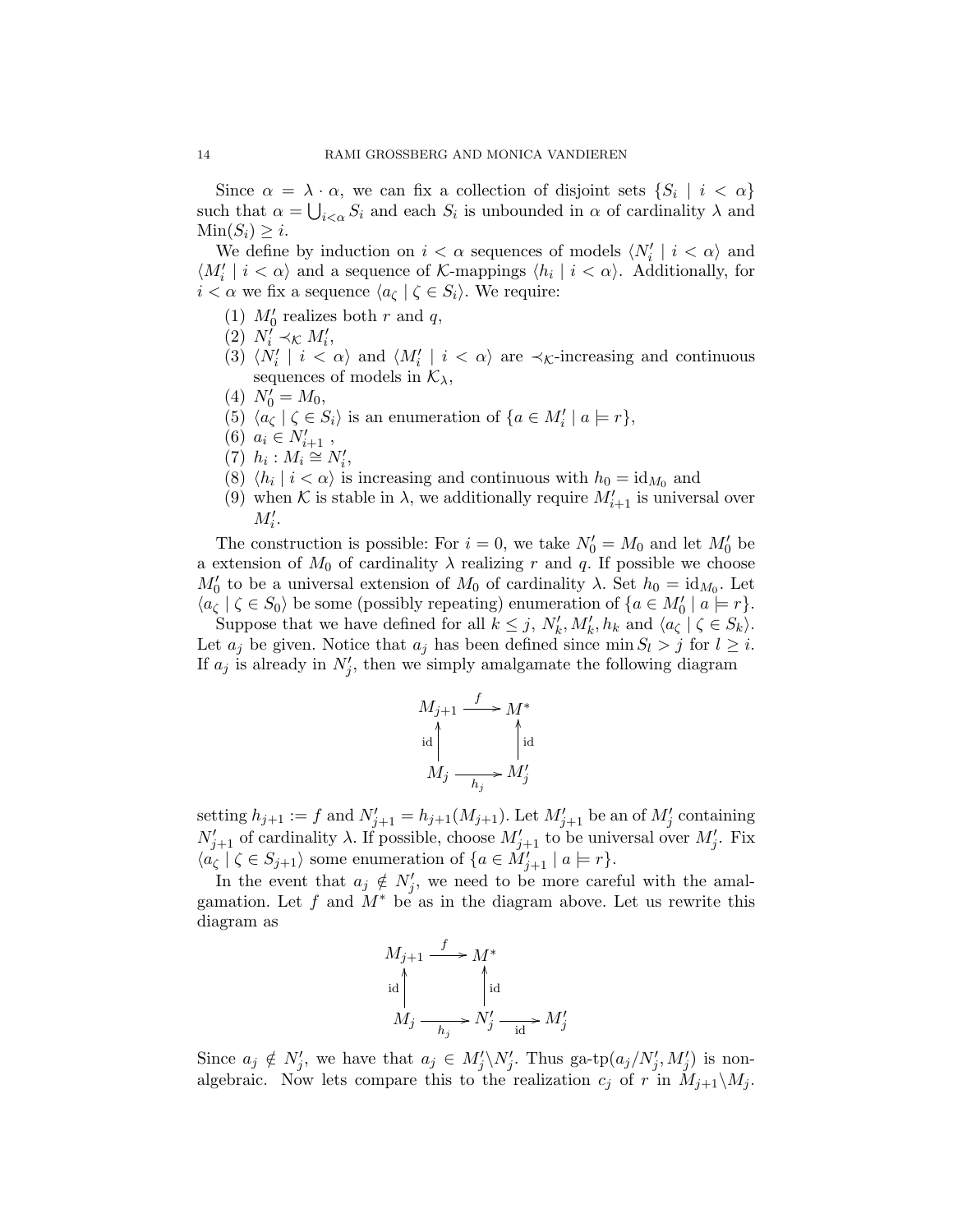Since $\alpha = \lambda \cdot \alpha$, we can fix a collection of disjoint sets $\{S_i \mid i < \alpha\}$ such that $\alpha = \bigcup_{i<\alpha} S_i$ and each $S_i$ is unbounded in $\alpha$ of cardinality $\lambda$ and $\mathrm{Min}(S_i) \geq i$.

We define by induction on $i < \alpha$ sequences of models $\langle N'_i \mid i < \alpha\rangle$ and $\langle M'_i \mid i < \alpha\rangle$ and a sequence of $\mathcal{K}$-mappings $\langle h_i \mid i < \alpha\rangle$. Additionally, for $i < \alpha$ we fix a sequence $\langle a_\zeta \mid \zeta \in S_i\rangle$. We require:

1. $M'_0$ realizes both $r$ and $q$,
2. $N'_i \prec_{\mathcal{K}} M'_i$,
3. $\langle N'_i \mid i < \alpha\rangle$ and $\langle M'_i \mid i < \alpha\rangle$ are $\prec_{\mathcal{K}}$-increasing and continuous sequences of models in $\mathcal{K}_\lambda$,
4. $N'_0 = M_0$,
5. $\langle a_\zeta \mid \zeta \in S_i\rangle$ is an enumeration of $\{a \in M'_i \mid a \models r\}$,
6. $a_i \in N'_{i+1}$ ,
7. $h_i : M_i \cong N'_i$,
8. $\langle h_i \mid i < \alpha\rangle$ is increasing and continuous with $h_0 = \mathrm{id}_{M_0}$ and
9. when $\mathcal{K}$ is stable in $\lambda$, we additionally require $M'_{i+1}$ is universal over $M'_i$.

The construction is possible: For $i = 0$, we take $N'_0 = M_0$ and let $M'_0$ be a extension of $M_0$ of cardinality $\lambda$ realizing $r$ and $q$. If possible we choose $M'_0$ to be a universal extension of $M_0$ of cardinality $\lambda$. Set $h_0 = \mathrm{id}_{M_0}$. Let $\langle a_\zeta \mid \zeta \in S_0\rangle$ be some (possibly repeating) enumeration of $\{a \in M'_0 \mid a \models r\}$.

Suppose that we have defined for all $k \leq j$, $N'_k, M'_k, h_k$ and $\langle a_\zeta \mid \zeta \in S_k\rangle$. Let $a_j$ be given. Notice that $a_j$ has been defined since $\min S_l > j$ for $l \geq i$. If $a_j$ is already in $N'_j$, then we simply amalgamate the following diagram

$$\begin{array}{ccc} M_{j+1} & \xrightarrow{f} & M^* \\ \uparrow{\scriptstyle \mathrm{id}} & & \uparrow{\scriptstyle \mathrm{id}} \\ M_j & \xrightarrow[h_j]{} & M'_j \end{array}$$

setting $h_{j+1} := f$ and $N'_{j+1} = h_{j+1}(M_{j+1})$. Let $M'_{j+1}$ be an of $M'_j$ containing $N'_{j+1}$ of cardinality $\lambda$. If possible, choose $M'_{j+1}$ to be universal over $M'_j$. Fix $\langle a_\zeta \mid \zeta \in S_{j+1}\rangle$ some enumeration of $\{a \in M'_{j+1} \mid a \models r\}$.

In the event that $a_j \notin N'_j$, we need to be more careful with the amalgamation. Let $f$ and $M^*$ be as in the diagram above. Let us rewrite this diagram as

$$\begin{array}{ccccc} M_{j+1} & \xrightarrow{f} & M^* & & \\ \uparrow{\scriptstyle \mathrm{id}} & & \uparrow{\scriptstyle \mathrm{id}} & & \\ M_j & \xrightarrow[h_j]{} & N'_j & \xrightarrow[\mathrm{id}]{} & M'_j \end{array}$$

Since $a_j \notin N'_j$, we have that $a_j \in M'_j \backslash N'_j$. Thus $\text{ga-tp}(a_j/N'_j, M'_j)$ is non-algebraic. Now lets compare this to the realization $c_j$ of $r$ in $M_{j+1}\backslash M_j$.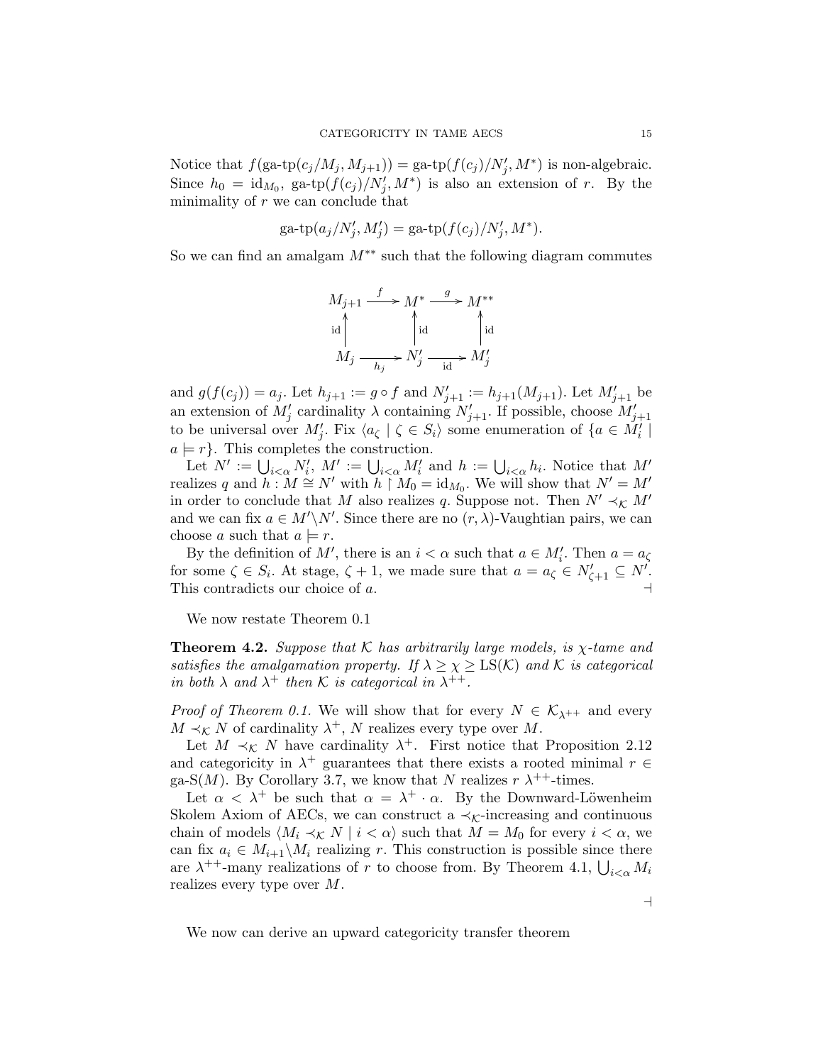Notice that $f(\text{ga-tp}(c_j/M_j, M_{j+1})) = \text{ga-tp}(f(c_j)/N'_j, M^*)$ is non-algebraic. Since $h_0 = \text{id}_{M_0}$, $\text{ga-tp}(f(c_j)/N'_j, M^*)$ is also an extension of $r$. By the minimality of $r$ we can conclude that

$$\text{ga-tp}(a_j/N'_j, M'_j) = \text{ga-tp}(f(c_j)/N'_j, M^*).$$

So we can find an amalgam $M^{**}$ such that the following diagram commutes

$$\begin{array}{ccccc} M_{j+1} & \xrightarrow{f} & M^* & \xrightarrow{g} & M^{**} \\ \uparrow{\scriptstyle \text{id}} & & \uparrow{\scriptstyle \text{id}} & & \uparrow{\scriptstyle \text{id}} \\ M_j & \xrightarrow[h_j]{} & N'_j & \xrightarrow[\text{id}]{} & M'_j \end{array}$$

and $g(f(c_j)) = a_j$. Let $h_{j+1} := g \circ f$ and $N'_{j+1} := h_{j+1}(M_{j+1})$. Let $M'_{j+1}$ be an extension of $M'_j$ cardinality $\lambda$ containing $N'_{j+1}$. If possible, choose $M'_{j+1}$ to be universal over $M'_j$. Fix $\langle a_\zeta \mid \zeta \in S_i \rangle$ some enumeration of $\{a \in M'_i \mid a \models r\}$. This completes the construction.

Let $N' := \bigcup_{i<\alpha} N'_i$, $M' := \bigcup_{i<\alpha} M'_i$ and $h := \bigcup_{i<\alpha} h_i$. Notice that $M'$ realizes $q$ and $h : M \cong N'$ with $h \restriction M_0 = \text{id}_{M_0}$. We will show that $N' = M'$ in order to conclude that $M$ also realizes $q$. Suppose not. Then $N' \prec_{\mathcal{K}} M'$ and we can fix $a \in M' \backslash N'$. Since there are no $(r, \lambda)$-Vaughtian pairs, we can choose $a$ such that $a \models r$.

By the definition of $M'$, there is an $i < \alpha$ such that $a \in M'_i$. Then $a = a_\zeta$ for some $\zeta \in S_i$. At stage, $\zeta + 1$, we made sure that $a = a_\zeta \in N'_{\zeta+1} \subseteq N'$. This contradicts our choice of $a$. $\dashv$

We now restate Theorem 0.1

**Theorem 4.2.** *Suppose that $\mathcal{K}$ has arbitrarily large models, is $\chi$-tame and satisfies the amalgamation property. If $\lambda \geq \chi \geq \text{LS}(\mathcal{K})$ and $\mathcal{K}$ is categorical in both $\lambda$ and $\lambda^+$ then $\mathcal{K}$ is categorical in $\lambda^{++}$.*

*Proof of Theorem 0.1.* We will show that for every $N \in \mathcal{K}_{\lambda^{++}}$ and every $M \prec_{\mathcal{K}} N$ of cardinality $\lambda^+$, $N$ realizes every type over $M$.

Let $M \prec_{\mathcal{K}} N$ have cardinality $\lambda^+$. First notice that Proposition 2.12 and categoricity in $\lambda^+$ guarantees that there exists a rooted minimal $r \in \text{ga-S}(M)$. By Corollary 3.7, we know that $N$ realizes $r$ $\lambda^{++}$-times.

Let $\alpha < \lambda^+$ be such that $\alpha = \lambda^+ \cdot \alpha$. By the Downward-Löwenheim Skolem Axiom of AECs, we can construct a $\prec_{\mathcal{K}}$-increasing and continuous chain of models $\langle M_i \prec_{\mathcal{K}} N \mid i < \alpha \rangle$ such that $M = M_0$ for every $i < \alpha$, we can fix $a_i \in M_{i+1} \backslash M_i$ realizing $r$. This construction is possible since there are $\lambda^{++}$-many realizations of $r$ to choose from. By Theorem 4.1, $\bigcup_{i<\alpha} M_i$ realizes every type over $M$.

$\dashv$

We now can derive an upward categoricity transfer theorem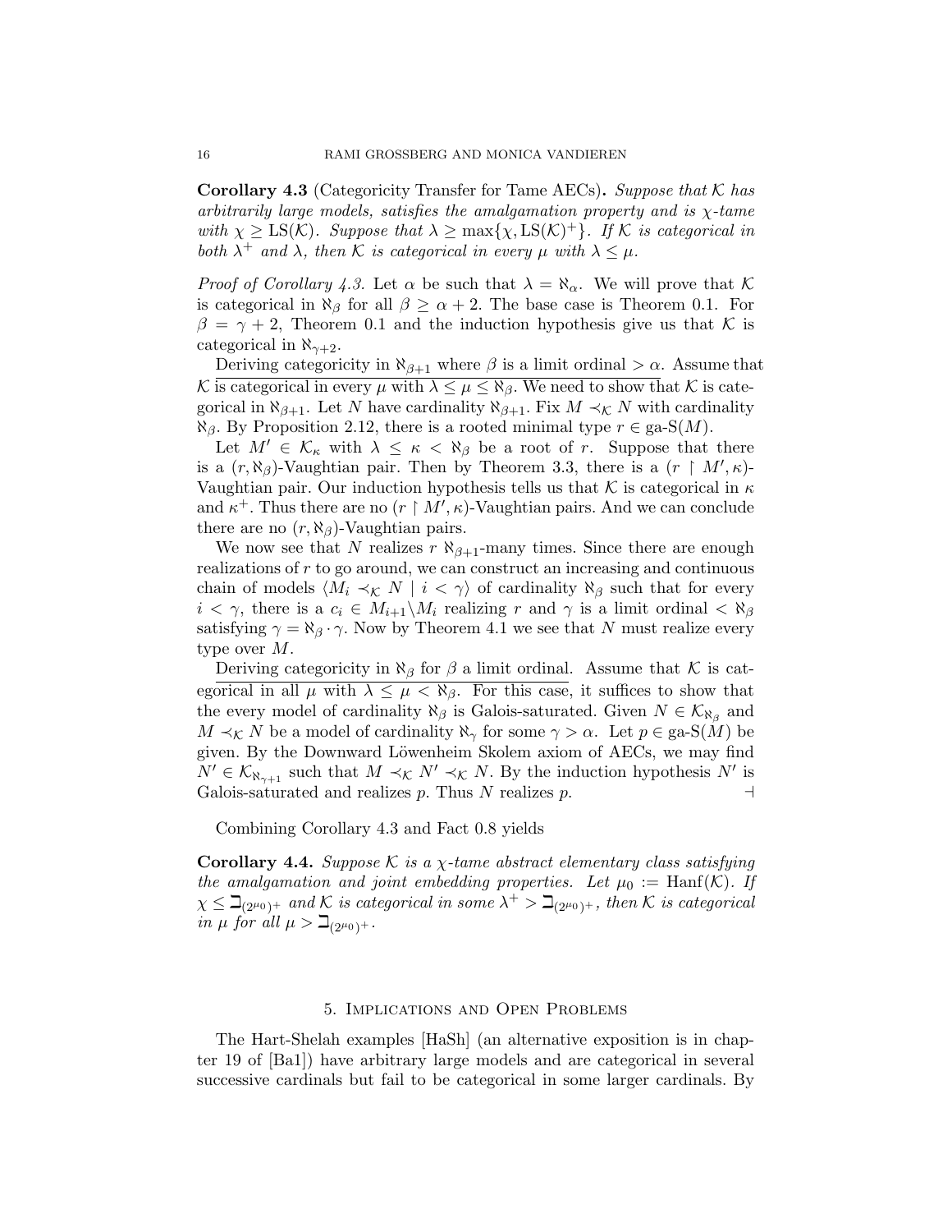**Corollary 4.3** (Categoricity Transfer for Tame AECs)**.** *Suppose that $\mathcal{K}$ has arbitrarily large models, satisfies the amalgamation property and is $\chi$-tame with $\chi \geq \mathrm{LS}(\mathcal{K})$. Suppose that $\lambda \geq \max\{\chi, \mathrm{LS}(\mathcal{K})^+\}$. If $\mathcal{K}$ is categorical in both $\lambda^+$ and $\lambda$, then $\mathcal{K}$ is categorical in every $\mu$ with $\lambda \leq \mu$.*

*Proof of Corollary 4.3.* Let $\alpha$ be such that $\lambda = \aleph_\alpha$. We will prove that $\mathcal{K}$ is categorical in $\aleph_\beta$ for all $\beta \geq \alpha + 2$. The base case is Theorem 0.1. For $\beta = \gamma + 2$, Theorem 0.1 and the induction hypothesis give us that $\mathcal{K}$ is categorical in $\aleph_{\gamma+2}$.

Deriving categoricity in $\aleph_{\beta+1}$ where $\beta$ is a limit ordinal $> \alpha$. Assume that $\mathcal{K}$ is categorical in every $\mu$ with $\lambda \leq \mu \leq \aleph_\beta$. We need to show that $\mathcal{K}$ is categorical in $\aleph_{\beta+1}$. Let $N$ have cardinality $\aleph_{\beta+1}$. Fix $M \prec_{\mathcal{K}} N$ with cardinality $\aleph_\beta$. By Proposition 2.12, there is a rooted minimal type $r \in \text{ga-S}(M)$.

Let $M' \in \mathcal{K}_\kappa$ with $\lambda \leq \kappa < \aleph_\beta$ be a root of $r$. Suppose that there is a $(r, \aleph_\beta)$-Vaughtian pair. Then by Theorem 3.3, there is a $(r \restriction M', \kappa)$-Vaughtian pair. Our induction hypothesis tells us that $\mathcal{K}$ is categorical in $\kappa$ and $\kappa^+$. Thus there are no $(r \restriction M', \kappa)$-Vaughtian pairs. And we can conclude there are no $(r, \aleph_\beta)$-Vaughtian pairs.

We now see that $N$ realizes $r$ $\aleph_{\beta+1}$-many times. Since there are enough realizations of $r$ to go around, we can construct an increasing and continuous chain of models $\langle M_i \prec_{\mathcal{K}} N \mid i < \gamma \rangle$ of cardinality $\aleph_\beta$ such that for every $i < \gamma$, there is a $c_i \in M_{i+1} \backslash M_i$ realizing $r$ and $\gamma$ is a limit ordinal $< \aleph_\beta$ satisfying $\gamma = \aleph_\beta \cdot \gamma$. Now by Theorem 4.1 we see that $N$ must realize every type over $M$.

Deriving categoricity in $\aleph_\beta$ for $\beta$ a limit ordinal. Assume that $\mathcal{K}$ is categorical in all $\mu$ with $\lambda \leq \mu < \aleph_\beta$. For this case, it suffices to show that the every model of cardinality $\aleph_\beta$ is Galois-saturated. Given $N \in \mathcal{K}_{\aleph_\beta}$ and $M \prec_{\mathcal{K}} N$ be a model of cardinality $\aleph_\gamma$ for some $\gamma > \alpha$. Let $p \in \text{ga-S}(M)$ be given. By the Downward Löwenheim Skolem axiom of AECs, we may find $N' \in \mathcal{K}_{\aleph_{\gamma+1}}$ such that $M \prec_{\mathcal{K}} N' \prec_{\mathcal{K}} N$. By the induction hypothesis $N'$ is Galois-saturated and realizes $p$. Thus $N$ realizes $p$. $\dashv$

Combining Corollary 4.3 and Fact 0.8 yields

**Corollary 4.4.** *Suppose $\mathcal{K}$ is a $\chi$-tame abstract elementary class satisfying the amalgamation and joint embedding properties. Let $\mu_0 := \mathrm{Hanf}(\mathcal{K})$. If $\chi \leq \beth_{(2^{\mu_0})^+}$ and $\mathcal{K}$ is categorical in some $\lambda^+ > \beth_{(2^{\mu_0})^+}$, then $\mathcal{K}$ is categorical in $\mu$ for all $\mu > \beth_{(2^{\mu_0})^+}$.*

## 5. Implications and Open Problems

The Hart-Shelah examples [HaSh] (an alternative exposition is in chapter 19 of [Ba1]) have arbitrary large models and are categorical in several successive cardinals but fail to be categorical in some larger cardinals. By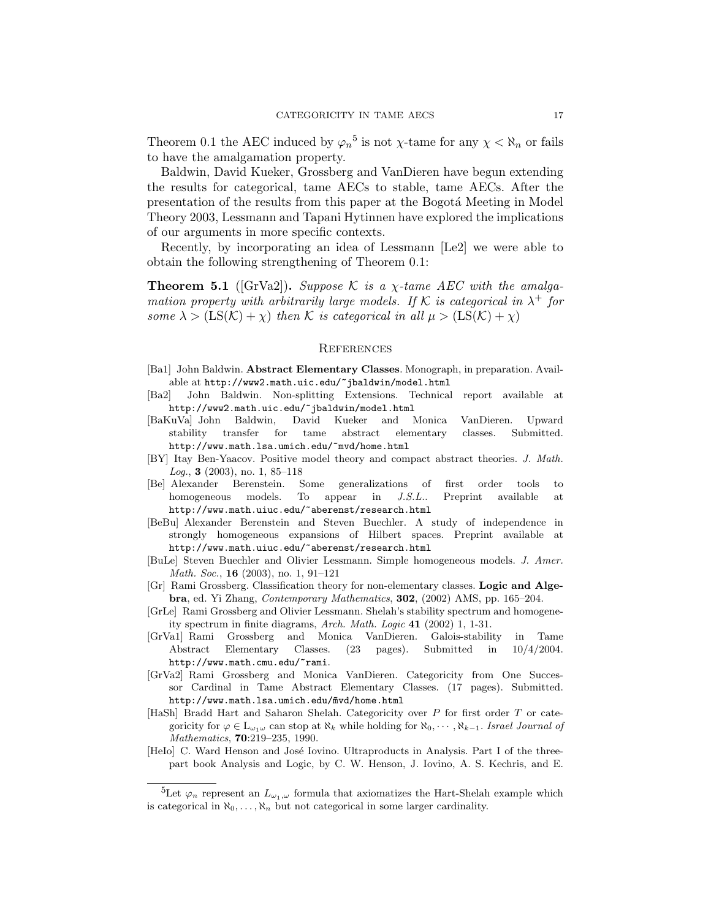Theorem 0.1 the AEC induced by $\varphi_n$[5] is not $\chi$-tame for any $\chi < \aleph_n$ or fails to have the amalgamation property.

Baldwin, David Kueker, Grossberg and VanDieren have begun extending the results for categorical, tame AECs to stable, tame AECs. After the presentation of the results from this paper at the Bogotá Meeting in Model Theory 2003, Lessmann and Tapani Hytinnen have explored the implications of our arguments in more specific contexts.

Recently, by incorporating an idea of Lessmann [Le2] we were able to obtain the following strengthening of Theorem 0.1:

**Theorem 5.1** ([GrVa2])**.** *Suppose $\mathcal{K}$ is a $\chi$-tame AEC with the amalgamation property with arbitrarily large models. If $\mathcal{K}$ is categorical in $\lambda^+$ for some $\lambda > (\mathrm{LS}(\mathcal{K}) + \chi)$ then $\mathcal{K}$ is categorical in all $\mu > (\mathrm{LS}(\mathcal{K}) + \chi)$*

## References

- [Ba1] John Baldwin. **Abstract Elementary Classes**. Monograph, in preparation. Available at http://www2.math.uic.edu/~jbaldwin/model.html
- [Ba2] John Baldwin. Non-splitting Extensions. Technical report available at http://www2.math.uic.edu/~jbaldwin/model.html
- [BaKuVa] John Baldwin, David Kueker and Monica VanDieren. Upward stability transfer for tame abstract elementary classes. Submitted. http://www.math.lsa.umich.edu/~mvd/home.html
- [BY] Itay Ben-Yaacov. Positive model theory and compact abstract theories. *J. Math. Log.*, **3** (2003), no. 1, 85–118
- [Be] Alexander Berenstein. Some generalizations of first order tools to homogeneous models. To appear in *J.S.L.*. Preprint available at http://www.math.uiuc.edu/~aberenst/research.html
- [BeBu] Alexander Berenstein and Steven Buechler. A study of independence in strongly homogeneous expansions of Hilbert spaces. Preprint available at http://www.math.uiuc.edu/~aberenst/research.html
- [BuLe] Steven Buechler and Olivier Lessmann. Simple homogeneous models. *J. Amer. Math. Soc.*, **16** (2003), no. 1, 91–121
- [Gr] Rami Grossberg. Classification theory for non-elementary classes. **Logic and Algebra**, ed. Yi Zhang, *Contemporary Mathematics*, **302**, (2002) AMS, pp. 165–204.
- [GrLe] Rami Grossberg and Olivier Lessmann. Shelah's stability spectrum and homogeneity spectrum in finite diagrams, *Arch. Math. Logic* **41** (2002) 1, 1-31.
- [GrVa1] Rami Grossberg and Monica VanDieren. Galois-stability in Tame Abstract Elementary Classes. (23 pages). Submitted in 10/4/2004. http://www.math.cmu.edu/~rami.
- [GrVa2] Rami Grossberg and Monica VanDieren. Categoricity from One Successor Cardinal in Tame Abstract Elementary Classes. (17 pages). Submitted. http://www.math.lsa.umich.edu/~mvd/home.html
- [HaSh] Bradd Hart and Saharon Shelah. Categoricity over $P$ for first order $T$ or categoricity for $\varphi \in \mathrm{L}_{\omega_1\omega}$ can stop at $\aleph_k$ while holding for $\aleph_0, \cdots, \aleph_{k-1}$. *Israel Journal of Mathematics*, **70**:219–235, 1990.
- [HeIo] C. Ward Henson and José Iovino. Ultraproducts in Analysis. Part I of the three-part book Analysis and Logic, by C. W. Henson, J. Iovino, A. S. Kechris, and E.

[5] Let $\varphi_n$ represent an $L_{\omega_1,\omega}$ formula that axiomatizes the Hart-Shelah example which is categorical in $\aleph_0, \ldots, \aleph_n$ but not categorical in some larger cardinality.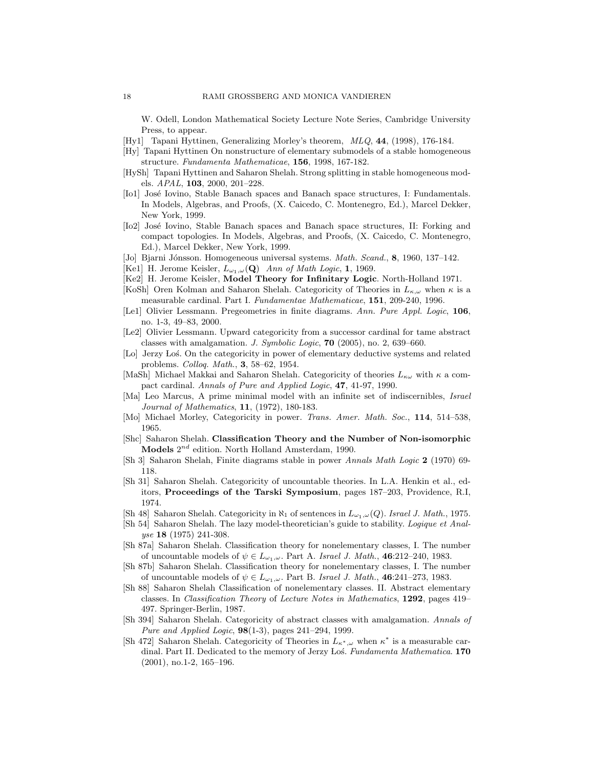W. Odell, London Mathematical Society Lecture Note Series, Cambridge University Press, to appear.

[Hy1] Tapani Hyttinen, Generalizing Morley's theorem, *MLQ*, **44**, (1998), 176-184.

[Hy] Tapani Hyttinen On nonstructure of elementary submodels of a stable homogeneous structure. *Fundamenta Mathematicae*, **156**, 1998, 167-182.

[HySh] Tapani Hyttinen and Saharon Shelah. Strong splitting in stable homogeneous models. *APAL*, **103**, 2000, 201–228.

[Io1] José Iovino, Stable Banach spaces and Banach space structures, I: Fundamentals. In Models, Algebras, and Proofs, (X. Caicedo, C. Montenegro, Ed.), Marcel Dekker, New York, 1999.

[Io2] José Iovino, Stable Banach spaces and Banach space structures, II: Forking and compact topologies. In Models, Algebras, and Proofs, (X. Caicedo, C. Montenegro, Ed.), Marcel Dekker, New York, 1999.

[Jo] Bjarni Jónsson. Homogeneous universal systems. *Math. Scand.*, **8**, 1960, 137–142.

[Ke1] H. Jerome Keisler, $L_{\omega_1,\omega}(\mathbf{Q})$ *Ann of Math Logic*, **1**, 1969.

[Ke2] H. Jerome Keisler, **Model Theory for Infinitary Logic**. North-Holland 1971.

[KoSh] Oren Kolman and Saharon Shelah. Categoricity of Theories in $L_{\kappa,\omega}$ when $\kappa$ is a measurable cardinal. Part I. *Fundamentae Mathematicae*, **151**, 209-240, 1996.

[Le1] Olivier Lessmann. Pregeometries in finite diagrams. *Ann. Pure Appl. Logic*, **106**, no. 1-3, 49–83, 2000.

[Le2] Olivier Lessmann. Upward categoricity from a successor cardinal for tame abstract classes with amalgamation. *J. Symbolic Logic*, **70** (2005), no. 2, 639–660.

[Lo] Jerzy Łoś. On the categoricity in power of elementary deductive systems and related problems. *Colloq. Math.*, **3**, 58–62, 1954.

[MaSh] Michael Makkai and Saharon Shelah. Categoricity of theories $L_{\kappa\omega}$ with $\kappa$ a compact cardinal. *Annals of Pure and Applied Logic*, **47**, 41-97, 1990.

[Ma] Leo Marcus, A prime minimal model with an infinite set of indiscernibles, *Israel Journal of Mathematics*, **11**, (1972), 180-183.

[Mo] Michael Morley, Categoricity in power. *Trans. Amer. Math. Soc.*, **114**, 514–538, 1965.

[Shc] Saharon Shelah. **Classification Theory and the Number of Non-isomorphic Models** $2^{nd}$ edition. North Holland Amsterdam, 1990.

[Sh 3] Saharon Shelah, Finite diagrams stable in power *Annals Math Logic* **2** (1970) 69-118.

[Sh 31] Saharon Shelah. Categoricity of uncountable theories. In L.A. Henkin et al., editors, **Proceedings of the Tarski Symposium**, pages 187–203, Providence, R.I, 1974.

[Sh 48] Saharon Shelah. Categoricity in $\aleph_1$ of sentences in $L_{\omega_1,\omega}(Q)$. *Israel J. Math.*, 1975.

[Sh 54] Saharon Shelah. The lazy model-theoretician's guide to stability. *Logique et Analyse* **18** (1975) 241-308.

[Sh 87a] Saharon Shelah. Classification theory for nonelementary classes, I. The number of uncountable models of $\psi \in L_{\omega_1,\omega}$. Part A. *Israel J. Math.*, **46**:212–240, 1983.

[Sh 87b] Saharon Shelah. Classification theory for nonelementary classes, I. The number of uncountable models of $\psi \in L_{\omega_1,\omega}$. Part B. *Israel J. Math.*, **46**:241–273, 1983.

[Sh 88] Saharon Shelah Classification of nonelementary classes. II. Abstract elementary classes. In *Classification Theory* of *Lecture Notes in Mathematics*, **1292**, pages 419–497. Springer-Berlin, 1987.

[Sh 394] Saharon Shelah. Categoricity of abstract classes with amalgamation. *Annals of Pure and Applied Logic*, **98**(1-3), pages 241–294, 1999.

[Sh 472] Saharon Shelah. Categoricity of Theories in $L_{\kappa^*,\omega}$ when $\kappa^*$ is a measurable cardinal. Part II. Dedicated to the memory of Jerzy Łoś. *Fundamenta Mathematica*. **170** (2001), no.1-2, 165–196.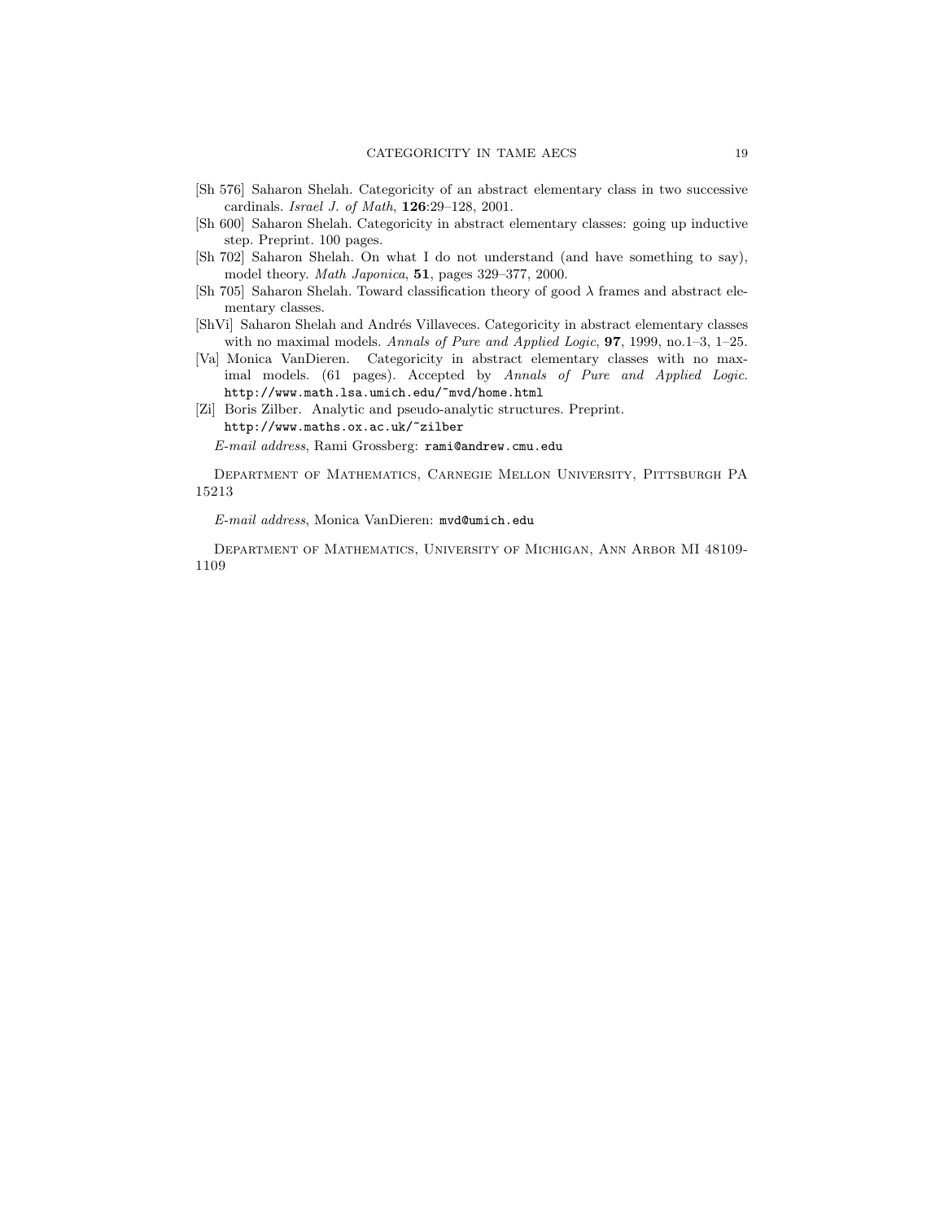[Sh 576] Saharon Shelah. Categoricity of an abstract elementary class in two successive cardinals. *Israel J. of Math*, **126**:29–128, 2001.

[Sh 600] Saharon Shelah. Categoricity in abstract elementary classes: going up inductive step. Preprint. 100 pages.

[Sh 702] Saharon Shelah. On what I do not understand (and have something to say), model theory. *Math Japonica*, **51**, pages 329–377, 2000.

[Sh 705] Saharon Shelah. Toward classification theory of good $\lambda$ frames and abstract elementary classes.

[ShVi] Saharon Shelah and Andrés Villaveces. Categoricity in abstract elementary classes with no maximal models. *Annals of Pure and Applied Logic*, **97**, 1999, no.1–3, 1–25.

[Va] Monica VanDieren. Categoricity in abstract elementary classes with no maximal models. (61 pages). Accepted by *Annals of Pure and Applied Logic*. `http://www.math.lsa.umich.edu/~mvd/home.html`

[Zi] Boris Zilber. Analytic and pseudo-analytic structures. Preprint. `http://www.maths.ox.ac.uk/~zilber`

*E-mail address*, Rami Grossberg: `rami@andrew.cmu.edu`

Department of Mathematics, Carnegie Mellon University, Pittsburgh PA 15213

*E-mail address*, Monica VanDieren: `mvd@umich.edu`

Department of Mathematics, University of Michigan, Ann Arbor MI 48109-1109